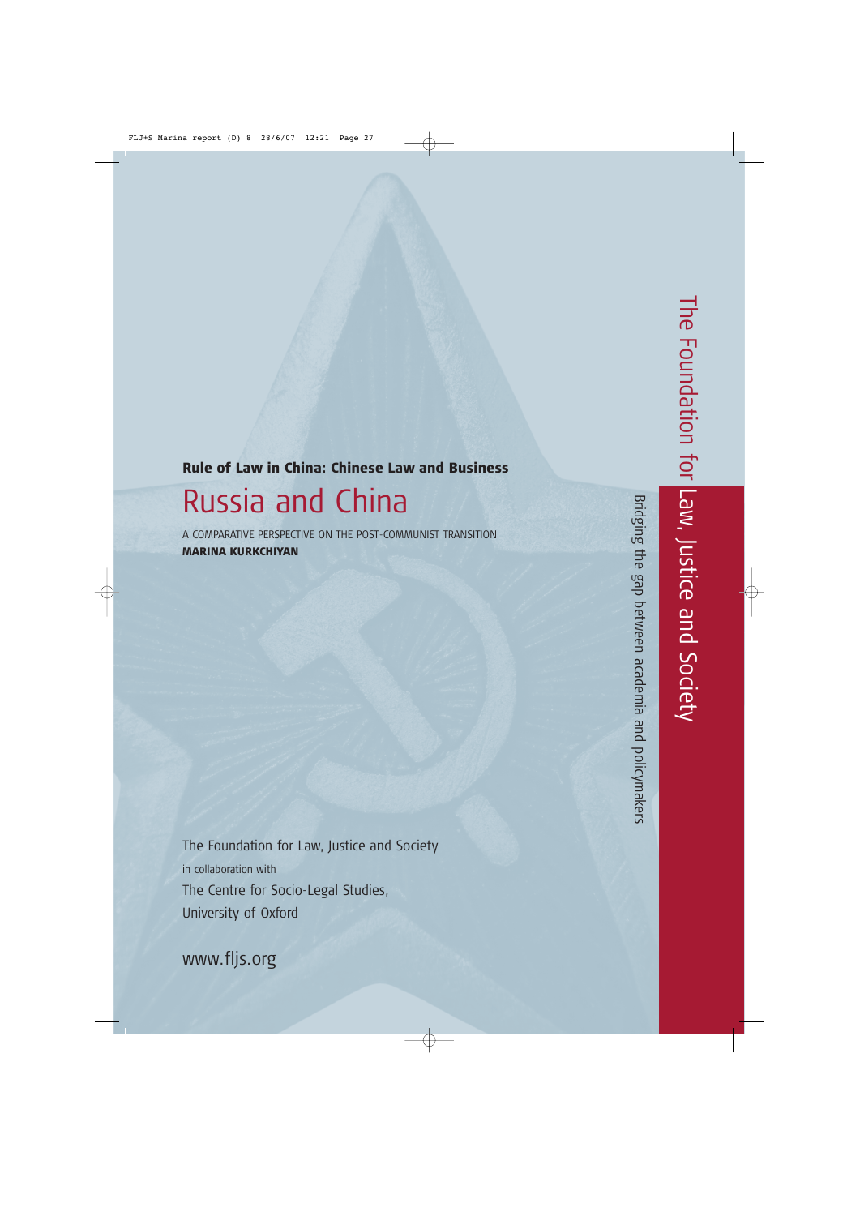**Rule of Law in China: Chinese Law and Business**

# Russia and China

A COMPARATIVE PERSPECTIVE ON THE POST-COMMUNIST TRANSITION

**MARINA KURKCHIYAN**

The Foundation for Law, Justice and Society

in collaboration with

The Centre for Socio-Legal Studies,

University of Oxford

www.fljs.org

The Foundation for Law, Justice and Society

Bridging the gap between academia and policymakers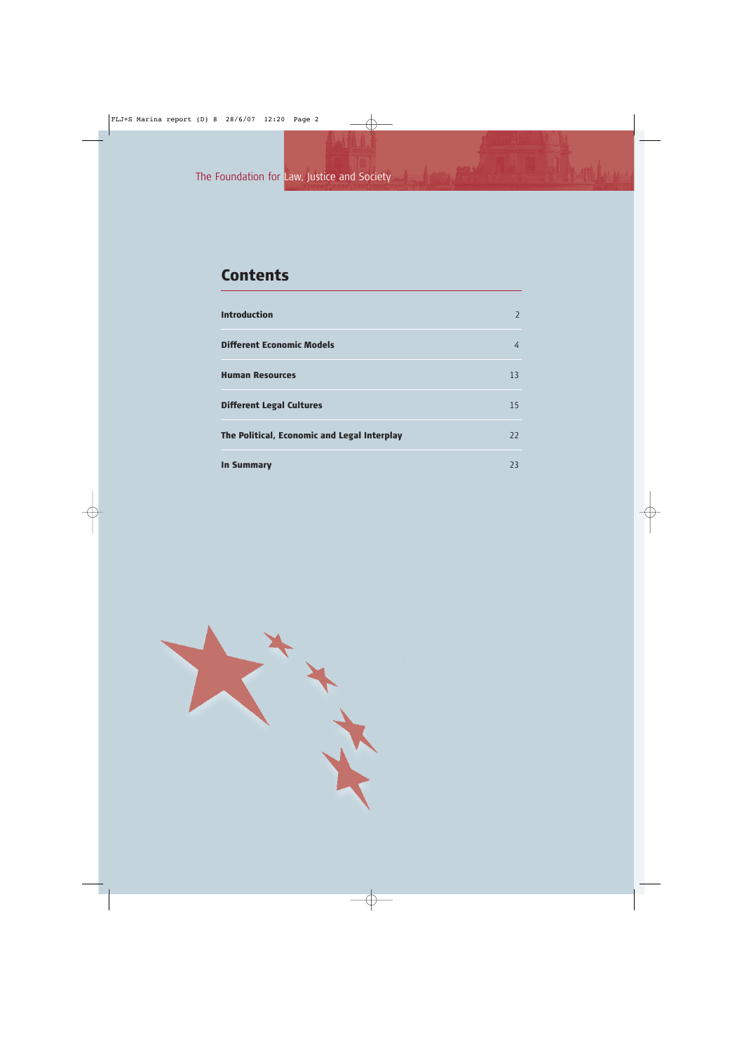## Contents

| | |
|---|---|
| **Introduction** | 2 |
| **Different Economic Models** | 4 |
| **Human Resources** | 13 |
| **Different Legal Cultures** | 15 |
| **The Political, Economic and Legal Interplay** | 22 |
| **In Summary** | 23 |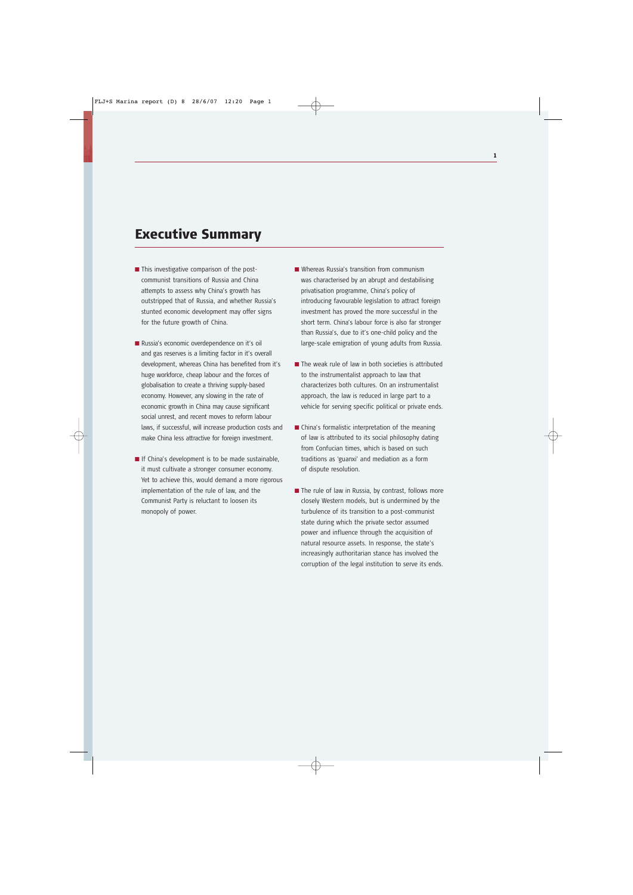# Executive Summary

- This investigative comparison of the post-communist transitions of Russia and China attempts to assess why China's growth has outstripped that of Russia, and whether Russia's stunted economic development may offer signs for the future growth of China.

- Russia's economic overdependence on it's oil and gas reserves is a limiting factor in it's overall development, whereas China has benefited from it's huge workforce, cheap labour and the forces of globalisation to create a thriving supply-based economy. However, any slowing in the rate of economic growth in China may cause significant social unrest, and recent moves to reform labour laws, if successful, will increase production costs and make China less attractive for foreign investment.

- If China's development is to be made sustainable, it must cultivate a stronger consumer economy. Yet to achieve this, would demand a more rigorous implementation of the rule of law, and the Communist Party is reluctant to loosen its monopoly of power.

- Whereas Russia's transition from communism was characterised by an abrupt and destabilising privatisation programme, China's policy of introducing favourable legislation to attract foreign investment has proved the more successful in the short term. China's labour force is also far stronger than Russia's, due to it's one-child policy and the large-scale emigration of young adults from Russia.

- The weak rule of law in both societies is attributed to the instrumentalist approach to law that characterizes both cultures. On an instrumentalist approach, the law is reduced in large part to a vehicle for serving specific political or private ends.

- China's formalistic interpretation of the meaning of law is attributed to its social philosophy dating from Confucian times, which is based on such traditions as 'guanxi' and mediation as a form of dispute resolution.

- The rule of law in Russia, by contrast, follows more closely Western models, but is undermined by the turbulence of its transition to a post-communist state during which the private sector assumed power and influence through the acquisition of natural resource assets. In response, the state's increasingly authoritarian stance has involved the corruption of the legal institution to serve its ends.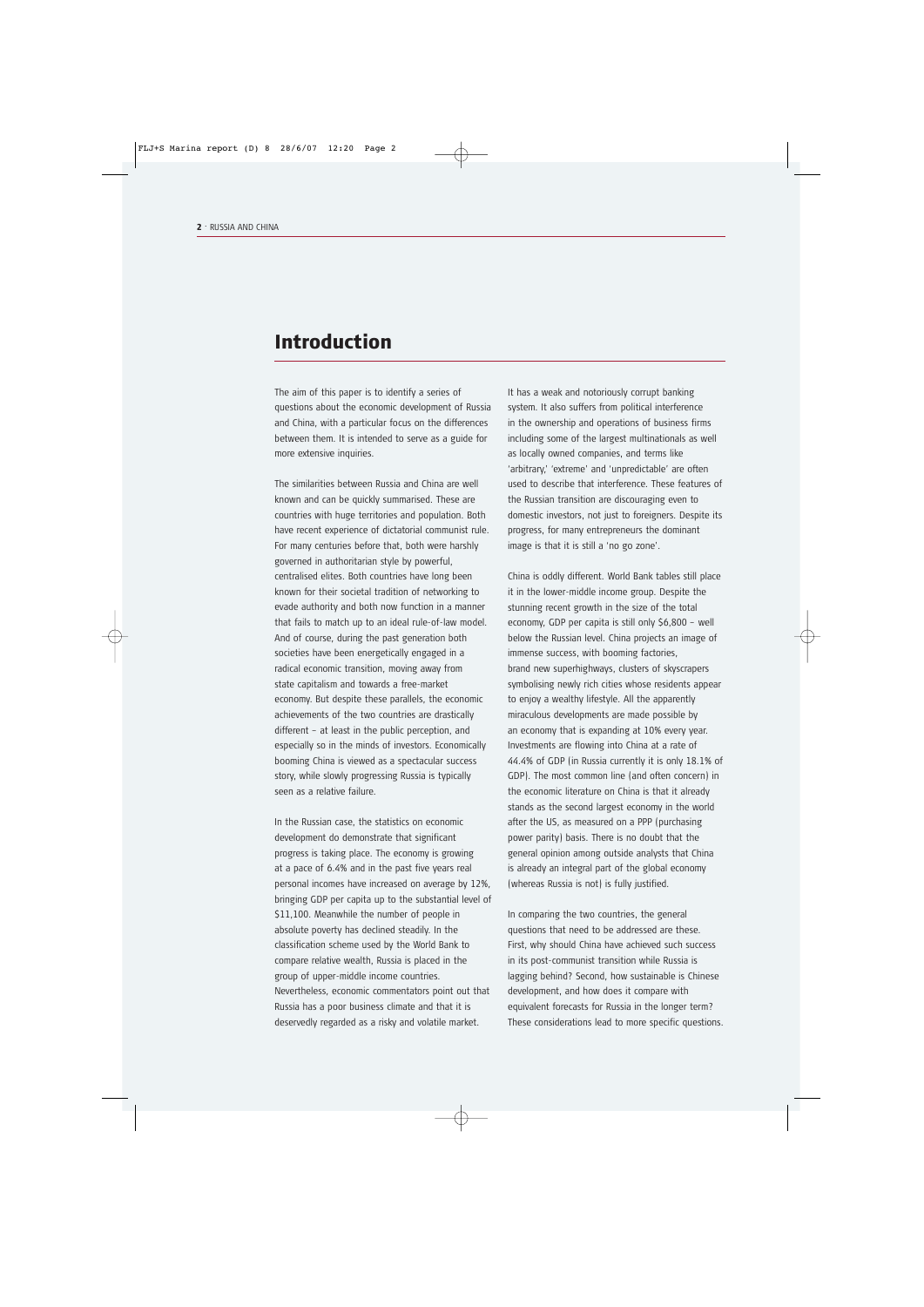# Introduction

The aim of this paper is to identify a series of questions about the economic development of Russia and China, with a particular focus on the differences between them. It is intended to serve as a guide for more extensive inquiries.

The similarities between Russia and China are well known and can be quickly summarised. These are countries with huge territories and population. Both have recent experience of dictatorial communist rule. For many centuries before that, both were harshly governed in authoritarian style by powerful, centralised elites. Both countries have long been known for their societal tradition of networking to evade authority and both now function in a manner that fails to match up to an ideal rule-of-law model. And of course, during the past generation both societies have been energetically engaged in a radical economic transition, moving away from state capitalism and towards a free-market economy. But despite these parallels, the economic achievements of the two countries are drastically different – at least in the public perception, and especially so in the minds of investors. Economically booming China is viewed as a spectacular success story, while slowly progressing Russia is typically seen as a relative failure.

In the Russian case, the statistics on economic development do demonstrate that significant progress is taking place. The economy is growing at a pace of 6.4% and in the past five years real personal incomes have increased on average by 12%, bringing GDP per capita up to the substantial level of $11,100. Meanwhile the number of people in absolute poverty has declined steadily. In the classification scheme used by the World Bank to compare relative wealth, Russia is placed in the group of upper-middle income countries. Nevertheless, economic commentators point out that Russia has a poor business climate and that it is deservedly regarded as a risky and volatile market. It has a weak and notoriously corrupt banking system. It also suffers from political interference in the ownership and operations of business firms including some of the largest multinationals as well as locally owned companies, and terms like 'arbitrary,' 'extreme' and 'unpredictable' are often used to describe that interference. These features of the Russian transition are discouraging even to domestic investors, not just to foreigners. Despite its progress, for many entrepreneurs the dominant image is that it is still a 'no go zone'.

China is oddly different. World Bank tables still place it in the lower-middle income group. Despite the stunning recent growth in the size of the total economy, GDP per capita is still only $6,800 – well below the Russian level. China projects an image of immense success, with booming factories, brand new superhighways, clusters of skyscrapers symbolising newly rich cities whose residents appear to enjoy a wealthy lifestyle. All the apparently miraculous developments are made possible by an economy that is expanding at 10% every year. Investments are flowing into China at a rate of 44.4% of GDP (in Russia currently it is only 18.1% of GDP). The most common line (and often concern) in the economic literature on China is that it already stands as the second largest economy in the world after the US, as measured on a PPP (purchasing power parity) basis. There is no doubt that the general opinion among outside analysts that China is already an integral part of the global economy (whereas Russia is not) is fully justified.

In comparing the two countries, the general questions that need to be addressed are these. First, why should China have achieved such success in its post-communist transition while Russia is lagging behind? Second, how sustainable is Chinese development, and how does it compare with equivalent forecasts for Russia in the longer term? These considerations lead to more specific questions.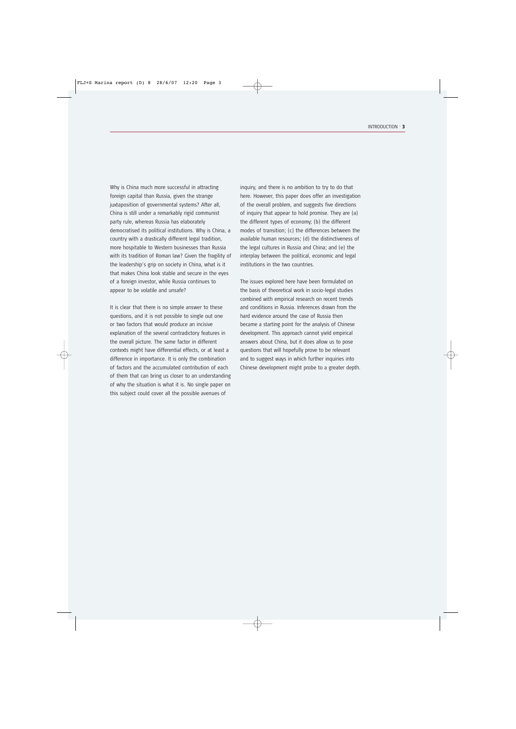Why is China much more successful in attracting foreign capital than Russia, given the strange juxtaposition of governmental systems? After all, China is still under a remarkably rigid communist party rule, whereas Russia has elaborately democratised its political institutions. Why is China, a country with a drastically different legal tradition, more hospitable to Western businesses than Russia with its tradition of Roman law? Given the fragility of the leadership's grip on society in China, what is it that makes China look stable and secure in the eyes of a foreign investor, while Russia continues to appear to be volatile and unsafe?

It is clear that there is no simple answer to these questions, and it is not possible to single out one or two factors that would produce an incisive explanation of the several contradictory features in the overall picture. The same factor in different contexts might have differential effects, or at least a difference in importance. It is only the combination of factors and the accumulated contribution of each of them that can bring us closer to an understanding of why the situation is what it is. No single paper on this subject could cover all the possible avenues of inquiry, and there is no ambition to try to do that here. However, this paper does offer an investigation of the overall problem, and suggests five directions of inquiry that appear to hold promise. They are (a) the different types of economy; (b) the different modes of transition; (c) the differences between the available human resources; (d) the distinctiveness of the legal cultures in Russia and China; and (e) the interplay between the political, economic and legal institutions in the two countries.

The issues explored here have been formulated on the basis of theoretical work in socio-legal studies combined with empirical research on recent trends and conditions in Russia. Inferences drawn from the hard evidence around the case of Russia then became a starting point for the analysis of Chinese development. This approach cannot yield empirical answers about China, but it does allow us to pose questions that will hopefully prove to be relevant and to suggest ways in which further inquiries into Chinese development might probe to a greater depth.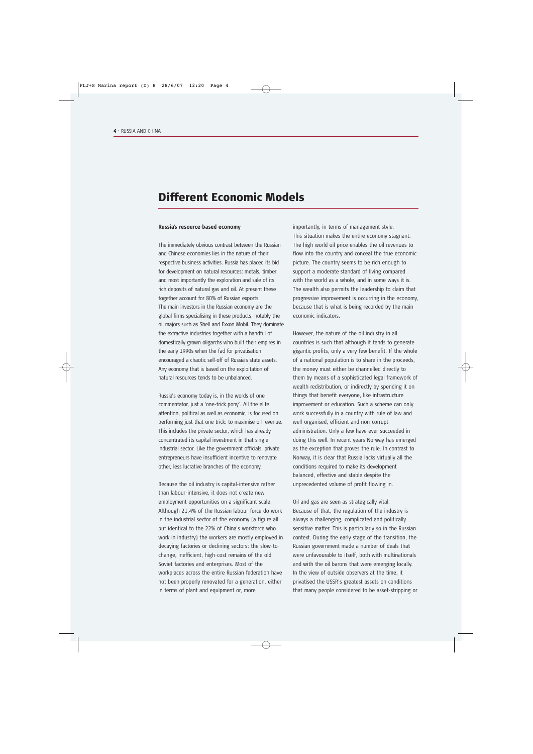# Different Economic Models

### Russia's resource-based economy

The immediately obvious contrast between the Russian and Chinese economies lies in the nature of their respective business activities. Russia has placed its bid for development on natural resources: metals, timber and most importantly the exploration and sale of its rich deposits of natural gas and oil. At present these together account for 80% of Russian exports. The main investors in the Russian economy are the global firms specialising in these products, notably the oil majors such as Shell and Exxon Mobil. They dominate the extractive industries together with a handful of domestically grown oligarchs who built their empires in the early 1990s when the fad for privatisation encouraged a chaotic sell-off of Russia's state assets. Any economy that is based on the exploitation of natural resources tends to be unbalanced.

Russia's economy today is, in the words of one commentator, just a 'one-trick pony'. All the elite attention, political as well as economic, is focused on performing just that one trick: to maximise oil revenue. This includes the private sector, which has already concentrated its capital investment in that single industrial sector. Like the government officials, private entrepreneurs have insufficient incentive to renovate other, less lucrative branches of the economy.

Because the oil industry is capital-intensive rather than labour-intensive, it does not create new employment opportunities on a significant scale. Although 21.4% of the Russian labour force do work in the industrial sector of the economy (a figure all but identical to the 22% of China's workforce who work in industry) the workers are mostly employed in decaying factories or declining sectors: the slow-to-change, inefficient, high-cost remains of the old Soviet factories and enterprises. Most of the workplaces across the entire Russian federation have not been properly renovated for a generation, either in terms of plant and equipment or, more importantly, in terms of management style. This situation makes the entire economy stagnant. The high world oil price enables the oil revenues to flow into the country and conceal the true economic picture. The country seems to be rich enough to support a moderate standard of living compared with the world as a whole, and in some ways it is. The wealth also permits the leadership to claim that progressive improvement is occurring in the economy, because that is what is being recorded by the main economic indicators.

However, the nature of the oil industry in all countries is such that although it tends to generate gigantic profits, only a very few benefit. If the whole of a national population is to share in the proceeds, the money must either be channelled directly to them by means of a sophisticated legal framework of wealth redistribution, or indirectly by spending it on things that benefit everyone, like infrastructure improvement or education. Such a scheme can only work successfully in a country with rule of law and well-organised, efficient and non-corrupt administration. Only a few have ever succeeded in doing this well. In recent years Norway has emerged as the exception that proves the rule. In contrast to Norway, it is clear that Russia lacks virtually all the conditions required to make its development balanced, effective and stable despite the unprecedented volume of profit flowing in.

Oil and gas are seen as strategically vital. Because of that, the regulation of the industry is always a challenging, complicated and politically sensitive matter. This is particularly so in the Russian context. During the early stage of the transition, the Russian government made a number of deals that were unfavourable to itself, both with multinationals and with the oil barons that were emerging locally. In the view of outside observers at the time, it privatised the USSR's greatest assets on conditions that many people considered to be asset-stripping or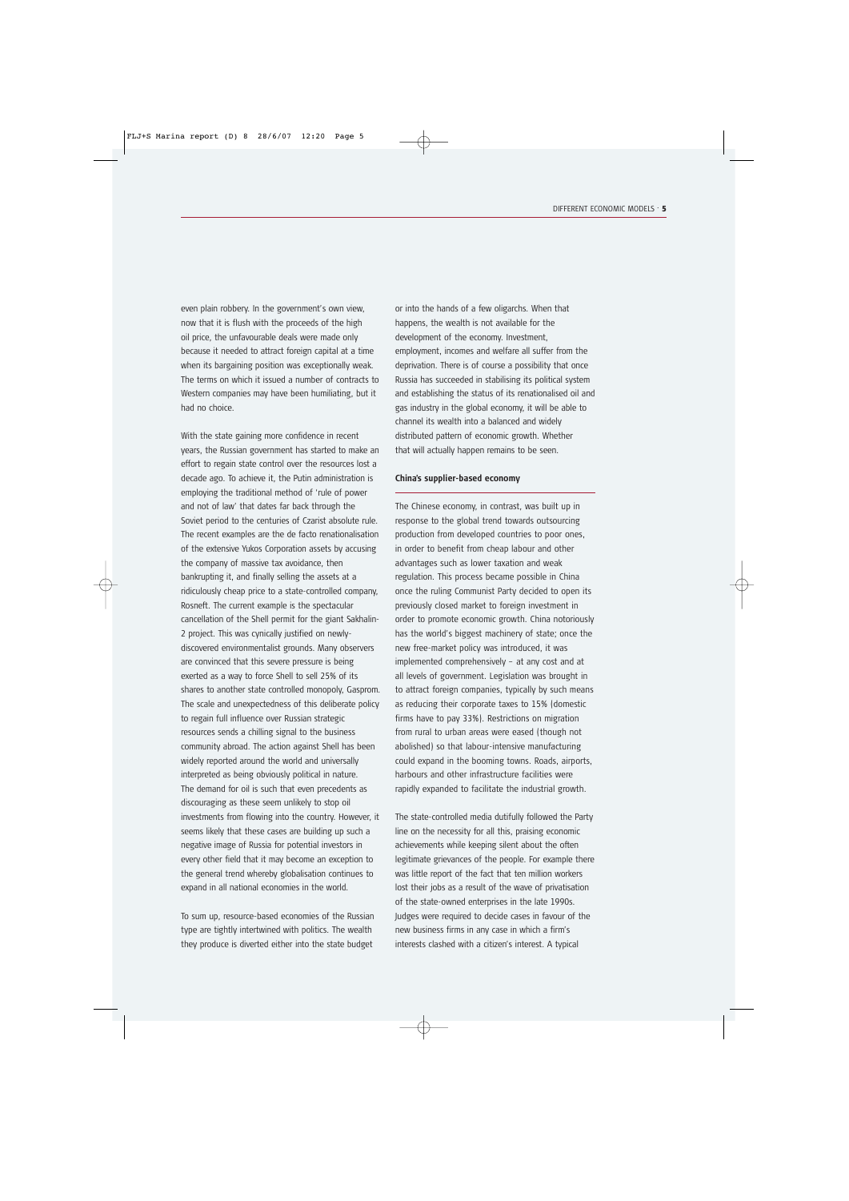even plain robbery. In the government's own view, now that it is flush with the proceeds of the high oil price, the unfavourable deals were made only because it needed to attract foreign capital at a time when its bargaining position was exceptionally weak. The terms on which it issued a number of contracts to Western companies may have been humiliating, but it had no choice.

With the state gaining more confidence in recent years, the Russian government has started to make an effort to regain state control over the resources lost a decade ago. To achieve it, the Putin administration is employing the traditional method of 'rule of power and not of law' that dates far back through the Soviet period to the centuries of Czarist absolute rule. The recent examples are the de facto renationalisation of the extensive Yukos Corporation assets by accusing the company of massive tax avoidance, then bankrupting it, and finally selling the assets at a ridiculously cheap price to a state-controlled company, Rosneft. The current example is the spectacular cancellation of the Shell permit for the giant Sakhalin-2 project. This was cynically justified on newly-discovered environmentalist grounds. Many observers are convinced that this severe pressure is being exerted as a way to force Shell to sell 25% of its shares to another state controlled monopoly, Gasprom. The scale and unexpectedness of this deliberate policy to regain full influence over Russian strategic resources sends a chilling signal to the business community abroad. The action against Shell has been widely reported around the world and universally interpreted as being obviously political in nature. The demand for oil is such that even precedents as discouraging as these seem unlikely to stop oil investments from flowing into the country. However, it seems likely that these cases are building up such a negative image of Russia for potential investors in every other field that it may become an exception to the general trend whereby globalisation continues to expand in all national economies in the world.

To sum up, resource-based economies of the Russian type are tightly intertwined with politics. The wealth they produce is diverted either into the state budget or into the hands of a few oligarchs. When that happens, the wealth is not available for the development of the economy. Investment, employment, incomes and welfare all suffer from the deprivation. There is of course a possibility that once Russia has succeeded in stabilising its political system and establishing the status of its renationalised oil and gas industry in the global economy, it will be able to channel its wealth into a balanced and widely distributed pattern of economic growth. Whether that will actually happen remains to be seen.

### China's supplier-based economy

The Chinese economy, in contrast, was built up in response to the global trend towards outsourcing production from developed countries to poor ones, in order to benefit from cheap labour and other advantages such as lower taxation and weak regulation. This process became possible in China once the ruling Communist Party decided to open its previously closed market to foreign investment in order to promote economic growth. China notoriously has the world's biggest machinery of state; once the new free-market policy was introduced, it was implemented comprehensively – at any cost and at all levels of government. Legislation was brought in to attract foreign companies, typically by such means as reducing their corporate taxes to 15% (domestic firms have to pay 33%). Restrictions on migration from rural to urban areas were eased (though not abolished) so that labour-intensive manufacturing could expand in the booming towns. Roads, airports, harbours and other infrastructure facilities were rapidly expanded to facilitate the industrial growth.

The state-controlled media dutifully followed the Party line on the necessity for all this, praising economic achievements while keeping silent about the often legitimate grievances of the people. For example there was little report of the fact that ten million workers lost their jobs as a result of the wave of privatisation of the state-owned enterprises in the late 1990s. Judges were required to decide cases in favour of the new business firms in any case in which a firm's interests clashed with a citizen's interest. A typical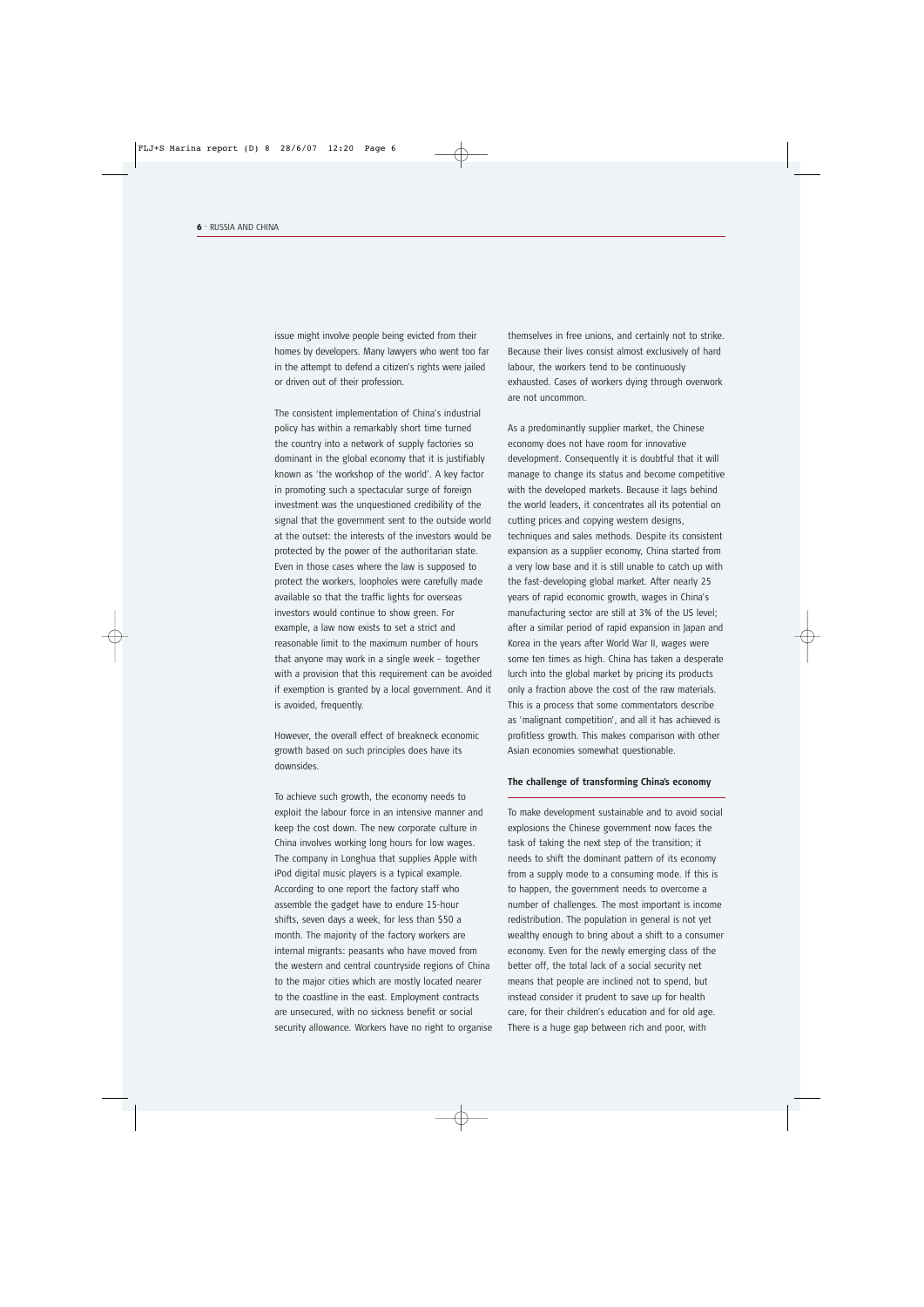issue might involve people being evicted from their homes by developers. Many lawyers who went too far in the attempt to defend a citizen's rights were jailed or driven out of their profession.

The consistent implementation of China's industrial policy has within a remarkably short time turned the country into a network of supply factories so dominant in the global economy that it is justifiably known as 'the workshop of the world'. A key factor in promoting such a spectacular surge of foreign investment was the unquestioned credibility of the signal that the government sent to the outside world at the outset: the interests of the investors would be protected by the power of the authoritarian state. Even in those cases where the law is supposed to protect the workers, loopholes were carefully made available so that the traffic lights for overseas investors would continue to show green. For example, a law now exists to set a strict and reasonable limit to the maximum number of hours that anyone may work in a single week – together with a provision that this requirement can be avoided if exemption is granted by a local government. And it is avoided, frequently.

However, the overall effect of breakneck economic growth based on such principles does have its downsides.

To achieve such growth, the economy needs to exploit the labour force in an intensive manner and keep the cost down. The new corporate culture in China involves working long hours for low wages. The company in Longhua that supplies Apple with iPod digital music players is a typical example. According to one report the factory staff who assemble the gadget have to endure 15-hour shifts, seven days a week, for less than $50 a month. The majority of the factory workers are internal migrants: peasants who have moved from the western and central countryside regions of China to the major cities which are mostly located nearer to the coastline in the east. Employment contracts are unsecured, with no sickness benefit or social security allowance. Workers have no right to organise themselves in free unions, and certainly not to strike. Because their lives consist almost exclusively of hard labour, the workers tend to be continuously exhausted. Cases of workers dying through overwork are not uncommon.

As a predominantly supplier market, the Chinese economy does not have room for innovative development. Consequently it is doubtful that it will manage to change its status and become competitive with the developed markets. Because it lags behind the world leaders, it concentrates all its potential on cutting prices and copying western designs, techniques and sales methods. Despite its consistent expansion as a supplier economy, China started from a very low base and it is still unable to catch up with the fast-developing global market. After nearly 25 years of rapid economic growth, wages in China's manufacturing sector are still at 3% of the US level; after a similar period of rapid expansion in Japan and Korea in the years after World War II, wages were some ten times as high. China has taken a desperate lurch into the global market by pricing its products only a fraction above the cost of the raw materials. This is a process that some commentators describe as 'malignant competition', and all it has achieved is profitless growth. This makes comparison with other Asian economies somewhat questionable.

## The challenge of transforming China's economy

To make development sustainable and to avoid social explosions the Chinese government now faces the task of taking the next step of the transition; it needs to shift the dominant pattern of its economy from a supply mode to a consuming mode. If this is to happen, the government needs to overcome a number of challenges. The most important is income redistribution. The population in general is not yet wealthy enough to bring about a shift to a consumer economy. Even for the newly emerging class of the better off, the total lack of a social security net means that people are inclined not to spend, but instead consider it prudent to save up for health care, for their children's education and for old age. There is a huge gap between rich and poor, with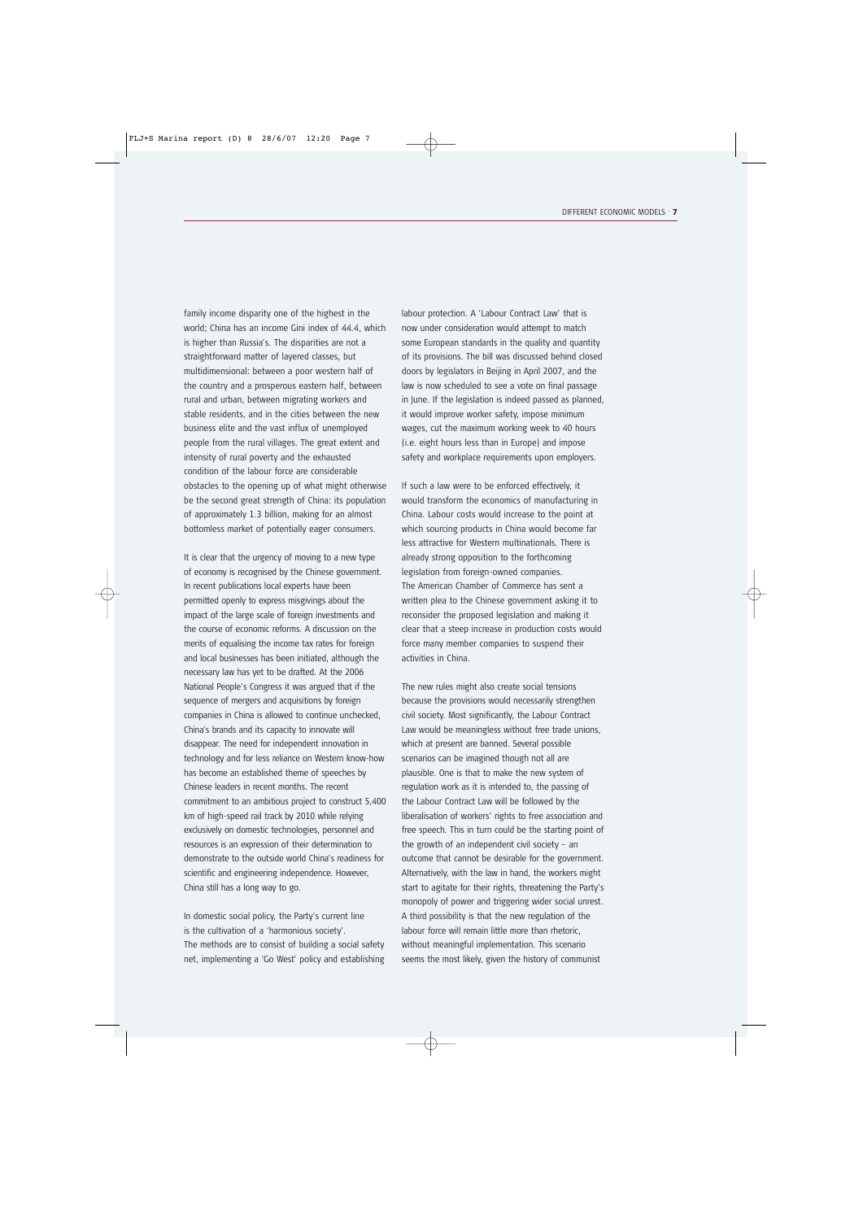family income disparity one of the highest in the world; China has an income Gini index of 44.4, which is higher than Russia's. The disparities are not a straightforward matter of layered classes, but multidimensional: between a poor western half of the country and a prosperous eastern half, between rural and urban, between migrating workers and stable residents, and in the cities between the new business elite and the vast influx of unemployed people from the rural villages. The great extent and intensity of rural poverty and the exhausted condition of the labour force are considerable obstacles to the opening up of what might otherwise be the second great strength of China: its population of approximately 1.3 billion, making for an almost bottomless market of potentially eager consumers.

It is clear that the urgency of moving to a new type of economy is recognised by the Chinese government. In recent publications local experts have been permitted openly to express misgivings about the impact of the large scale of foreign investments and the course of economic reforms. A discussion on the merits of equalising the income tax rates for foreign and local businesses has been initiated, although the necessary law has yet to be drafted. At the 2006 National People's Congress it was argued that if the sequence of mergers and acquisitions by foreign companies in China is allowed to continue unchecked, China's brands and its capacity to innovate will disappear. The need for independent innovation in technology and for less reliance on Western know-how has become an established theme of speeches by Chinese leaders in recent months. The recent commitment to an ambitious project to construct 5,400 km of high-speed rail track by 2010 while relying exclusively on domestic technologies, personnel and resources is an expression of their determination to demonstrate to the outside world China's readiness for scientific and engineering independence. However, China still has a long way to go.

In domestic social policy, the Party's current line is the cultivation of a 'harmonious society'. The methods are to consist of building a social safety net, implementing a 'Go West' policy and establishing labour protection. A 'Labour Contract Law' that is now under consideration would attempt to match some European standards in the quality and quantity of its provisions. The bill was discussed behind closed doors by legislators in Beijing in April 2007, and the law is now scheduled to see a vote on final passage in June. If the legislation is indeed passed as planned, it would improve worker safety, impose minimum wages, cut the maximum working week to 40 hours (i.e. eight hours less than in Europe) and impose safety and workplace requirements upon employers.

If such a law were to be enforced effectively, it would transform the economics of manufacturing in China. Labour costs would increase to the point at which sourcing products in China would become far less attractive for Western multinationals. There is already strong opposition to the forthcoming legislation from foreign-owned companies. The American Chamber of Commerce has sent a written plea to the Chinese government asking it to reconsider the proposed legislation and making it clear that a steep increase in production costs would force many member companies to suspend their activities in China.

The new rules might also create social tensions because the provisions would necessarily strengthen civil society. Most significantly, the Labour Contract Law would be meaningless without free trade unions, which at present are banned. Several possible scenarios can be imagined though not all are plausible. One is that to make the new system of regulation work as it is intended to, the passing of the Labour Contract Law will be followed by the liberalisation of workers' rights to free association and free speech. This in turn could be the starting point of the growth of an independent civil society – an outcome that cannot be desirable for the government. Alternatively, with the law in hand, the workers might start to agitate for their rights, threatening the Party's monopoly of power and triggering wider social unrest. A third possibility is that the new regulation of the labour force will remain little more than rhetoric, without meaningful implementation. This scenario seems the most likely, given the history of communist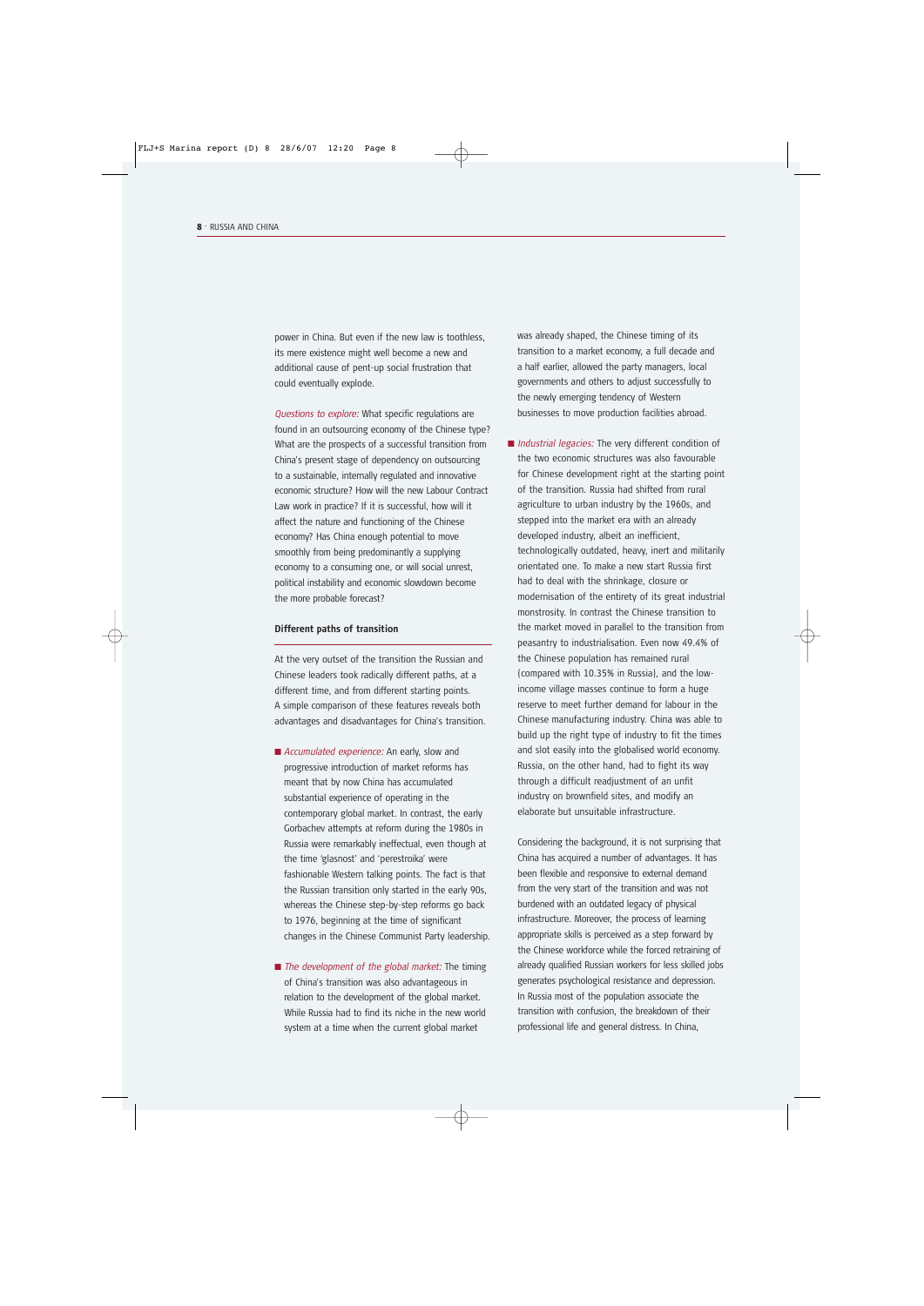power in China. But even if the new law is toothless, its mere existence might well become a new and additional cause of pent-up social frustration that could eventually explode.

*Questions to explore:* What specific regulations are found in an outsourcing economy of the Chinese type? What are the prospects of a successful transition from China's present stage of dependency on outsourcing to a sustainable, internally regulated and innovative economic structure? How will the new Labour Contract Law work in practice? If it is successful, how will it affect the nature and functioning of the Chinese economy? Has China enough potential to move smoothly from being predominantly a supplying economy to a consuming one, or will social unrest, political instability and economic slowdown become the more probable forecast?

### Different paths of transition

At the very outset of the transition the Russian and Chinese leaders took radically different paths, at a different time, and from different starting points. A simple comparison of these features reveals both advantages and disadvantages for China's transition.

- *Accumulated experience:* An early, slow and progressive introduction of market reforms has meant that by now China has accumulated substantial experience of operating in the contemporary global market. In contrast, the early Gorbachev attempts at reform during the 1980s in Russia were remarkably ineffectual, even though at the time 'glasnost' and 'perestroika' were fashionable Western talking points. The fact is that the Russian transition only started in the early 90s, whereas the Chinese step-by-step reforms go back to 1976, beginning at the time of significant changes in the Chinese Communist Party leadership.

- *The development of the global market:* The timing of China's transition was also advantageous in relation to the development of the global market. While Russia had to find its niche in the new world system at a time when the current global market was already shaped, the Chinese timing of its transition to a market economy, a full decade and a half earlier, allowed the party managers, local governments and others to adjust successfully to the newly emerging tendency of Western businesses to move production facilities abroad.

- *Industrial legacies:* The very different condition of the two economic structures was also favourable for Chinese development right at the starting point of the transition. Russia had shifted from rural agriculture to urban industry by the 1960s, and stepped into the market era with an already developed industry, albeit an inefficient, technologically outdated, heavy, inert and militarily orientated one. To make a new start Russia first had to deal with the shrinkage, closure or modernisation of the entirety of its great industrial monstrosity. In contrast the Chinese transition to the market moved in parallel to the transition from peasantry to industrialisation. Even now 49.4% of the Chinese population has remained rural (compared with 10.35% in Russia), and the low-income village masses continue to form a huge reserve to meet further demand for labour in the Chinese manufacturing industry. China was able to build up the right type of industry to fit the times and slot easily into the globalised world economy. Russia, on the other hand, had to fight its way through a difficult readjustment of an unfit industry on brownfield sites, and modify an elaborate but unsuitable infrastructure.

Considering the background, it is not surprising that China has acquired a number of advantages. It has been flexible and responsive to external demand from the very start of the transition and was not burdened with an outdated legacy of physical infrastructure. Moreover, the process of learning appropriate skills is perceived as a step forward by the Chinese workforce while the forced retraining of already qualified Russian workers for less skilled jobs generates psychological resistance and depression. In Russia most of the population associate the transition with confusion, the breakdown of their professional life and general distress. In China,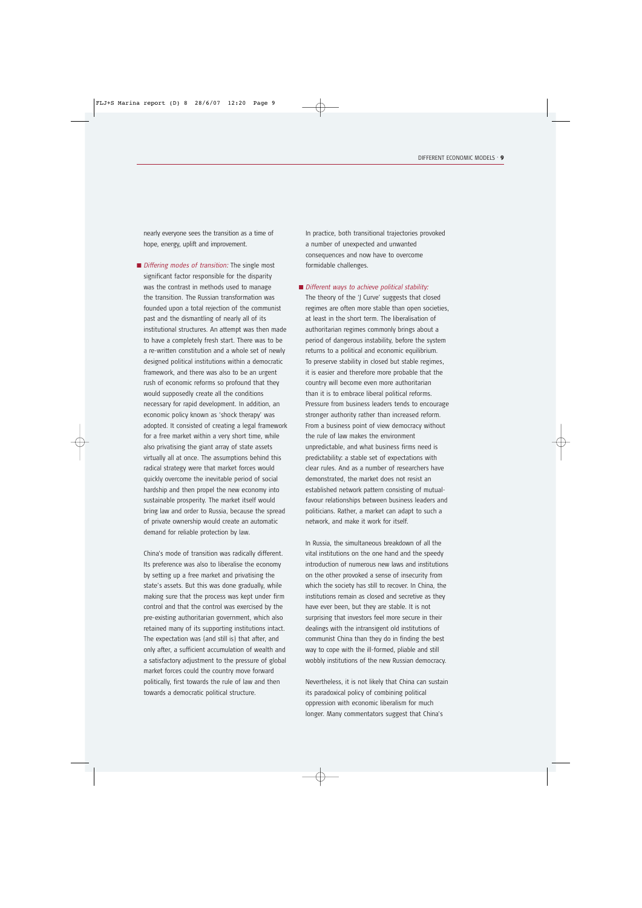nearly everyone sees the transition as a time of hope, energy, uplift and improvement.

- *Differing modes of transition:* The single most significant factor responsible for the disparity was the contrast in methods used to manage the transition. The Russian transformation was founded upon a total rejection of the communist past and the dismantling of nearly all of its institutional structures. An attempt was then made to have a completely fresh start. There was to be a re-written constitution and a whole set of newly designed political institutions within a democratic framework, and there was also to be an urgent rush of economic reforms so profound that they would supposedly create all the conditions necessary for rapid development. In addition, an economic policy known as 'shock therapy' was adopted. It consisted of creating a legal framework for a free market within a very short time, while also privatising the giant array of state assets virtually all at once. The assumptions behind this radical strategy were that market forces would quickly overcome the inevitable period of social hardship and then propel the new economy into sustainable prosperity. The market itself would bring law and order to Russia, because the spread of private ownership would create an automatic demand for reliable protection by law.

  China's mode of transition was radically different. Its preference was also to liberalise the economy by setting up a free market and privatising the state's assets. But this was done gradually, while making sure that the process was kept under firm control and that the control was exercised by the pre-existing authoritarian government, which also retained many of its supporting institutions intact. The expectation was (and still is) that after, and only after, a sufficient accumulation of wealth and a satisfactory adjustment to the pressure of global market forces could the country move forward politically, first towards the rule of law and then towards a democratic political structure.

  In practice, both transitional trajectories provoked a number of unexpected and unwanted consequences and now have to overcome formidable challenges.

- *Different ways to achieve political stability:* The theory of the 'J Curve' suggests that closed regimes are often more stable than open societies, at least in the short term. The liberalisation of authoritarian regimes commonly brings about a period of dangerous instability, before the system returns to a political and economic equilibrium. To preserve stability in closed but stable regimes, it is easier and therefore more probable that the country will become even more authoritarian than it is to embrace liberal political reforms. Pressure from business leaders tends to encourage stronger authority rather than increased reform. From a business point of view democracy without the rule of law makes the environment unpredictable, and what business firms need is predictability: a stable set of expectations with clear rules. And as a number of researchers have demonstrated, the market does not resist an established network pattern consisting of mutual-favour relationships between business leaders and politicians. Rather, a market can adapt to such a network, and make it work for itself.

  In Russia, the simultaneous breakdown of all the vital institutions on the one hand and the speedy introduction of numerous new laws and institutions on the other provoked a sense of insecurity from which the society has still to recover. In China, the institutions remain as closed and secretive as they have ever been, but they are stable. It is not surprising that investors feel more secure in their dealings with the intransigent old institutions of communist China than they do in finding the best way to cope with the ill-formed, pliable and still wobbly institutions of the new Russian democracy.

  Nevertheless, it is not likely that China can sustain its paradoxical policy of combining political oppression with economic liberalism for much longer. Many commentators suggest that China's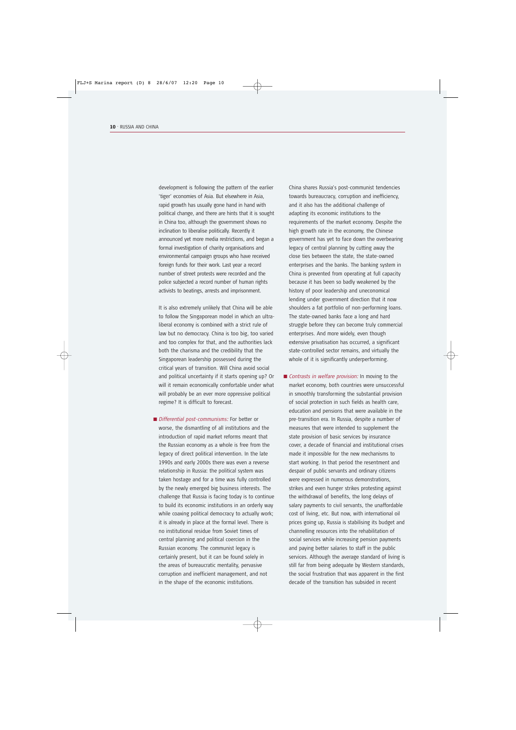development is following the pattern of the earlier 'tiger' economies of Asia. But elsewhere in Asia, rapid growth has usually gone hand in hand with political change, and there are hints that it is sought in China too, although the government shows no inclination to liberalise politically. Recently it announced yet more media restrictions, and began a formal investigation of charity organisations and environmental campaign groups who have received foreign funds for their work. Last year a record number of street protests were recorded and the police subjected a record number of human rights activists to beatings, arrests and imprisonment.

It is also extremely unlikely that China will be able to follow the Singaporean model in which an ultra-liberal economy is combined with a strict rule of law but no democracy. China is too big, too varied and too complex for that, and the authorities lack both the charisma and the credibility that the Singaporean leadership possessed during the critical years of transition. Will China avoid social and political uncertainty if it starts opening up? Or will it remain economically comfortable under what will probably be an ever more oppressive political regime? It is difficult to forecast.

- *Differential post-communisms:* For better or worse, the dismantling of all institutions and the introduction of rapid market reforms meant that the Russian economy as a whole is free from the legacy of direct political intervention. In the late 1990s and early 2000s there was even a reverse relationship in Russia: the political system was taken hostage and for a time was fully controlled by the newly emerged big business interests. The challenge that Russia is facing today is to continue to build its economic institutions in an orderly way while coaxing political democracy to actually work; it is already in place at the formal level. There is no institutional residue from Soviet times of central planning and political coercion in the Russian economy. The communist legacy is certainly present, but it can be found solely in the areas of bureaucratic mentality, pervasive corruption and inefficient management, and not in the shape of the economic institutions.

  China shares Russia's post-communist tendencies towards bureaucracy, corruption and inefficiency, and it also has the additional challenge of adapting its economic institutions to the requirements of the market economy. Despite the high growth rate in the economy, the Chinese government has yet to face down the overbearing legacy of central planning by cutting away the close ties between the state, the state-owned enterprises and the banks. The banking system in China is prevented from operating at full capacity because it has been so badly weakened by the history of poor leadership and uneconomical lending under government direction that it now shoulders a fat portfolio of non-performing loans. The state-owned banks face a long and hard struggle before they can become truly commercial enterprises. And more widely, even though extensive privatisation has occurred, a significant state-controlled sector remains, and virtually the whole of it is significantly underperforming.

- *Contrasts in welfare provision:* In moving to the market economy, both countries were unsuccessful in smoothly transforming the substantial provision of social protection in such fields as health care, education and pensions that were available in the pre-transition era. In Russia, despite a number of measures that were intended to supplement the state provision of basic services by insurance cover, a decade of financial and institutional crises made it impossible for the new mechanisms to start working. In that period the resentment and despair of public servants and ordinary citizens were expressed in numerous demonstrations, strikes and even hunger strikes protesting against the withdrawal of benefits, the long delays of salary payments to civil servants, the unaffordable cost of living, etc. But now, with international oil prices going up, Russia is stabilising its budget and channelling resources into the rehabilitation of social services while increasing pension payments and paying better salaries to staff in the public services. Although the average standard of living is still far from being adequate by Western standards, the social frustration that was apparent in the first decade of the transition has subsided in recent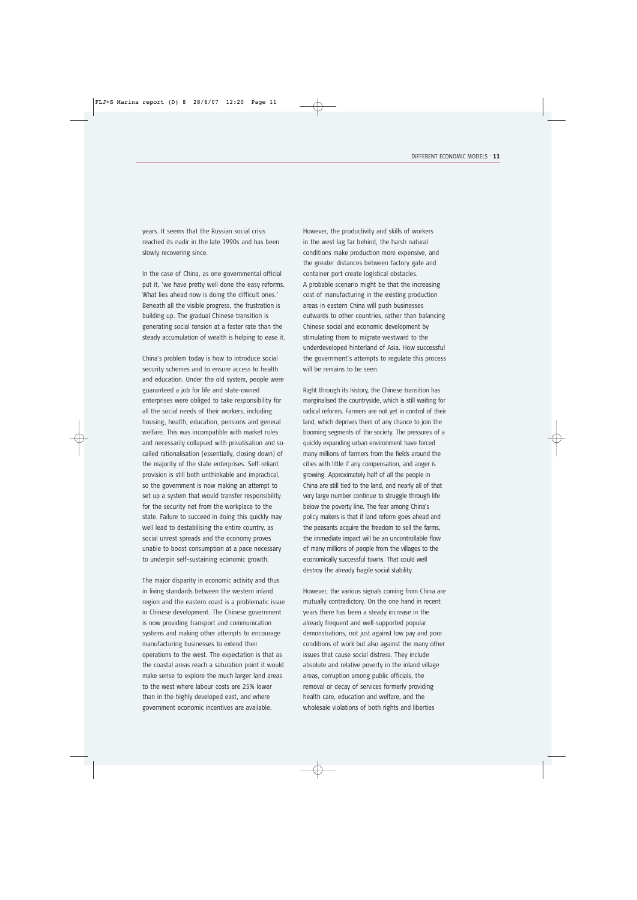years. It seems that the Russian social crisis reached its nadir in the late 1990s and has been slowly recovering since.

In the case of China, as one governmental official put it, 'we have pretty well done the easy reforms. What lies ahead now is doing the difficult ones.' Beneath all the visible progress, the frustration is building up. The gradual Chinese transition is generating social tension at a faster rate than the steady accumulation of wealth is helping to ease it.

China's problem today is how to introduce social security schemes and to ensure access to health and education. Under the old system, people were guaranteed a job for life and state-owned enterprises were obliged to take responsibility for all the social needs of their workers, including housing, health, education, pensions and general welfare. This was incompatible with market rules and necessarily collapsed with privatisation and so-called rationalisation (essentially, closing down) of the majority of the state enterprises. Self-reliant provision is still both unthinkable and impractical, so the government is now making an attempt to set up a system that would transfer responsibility for the security net from the workplace to the state. Failure to succeed in doing this quickly may well lead to destabilising the entire country, as social unrest spreads and the economy proves unable to boost consumption at a pace necessary to underpin self-sustaining economic growth.

The major disparity in economic activity and thus in living standards between the western inland region and the eastern coast is a problematic issue in Chinese development. The Chinese government is now providing transport and communication systems and making other attempts to encourage manufacturing businesses to extend their operations to the west. The expectation is that as the coastal areas reach a saturation point it would make sense to explore the much larger land areas to the west where labour costs are 25% lower than in the highly developed east, and where government economic incentives are available.

However, the productivity and skills of workers in the west lag far behind, the harsh natural conditions make production more expensive, and the greater distances between factory gate and container port create logistical obstacles. A probable scenario might be that the increasing cost of manufacturing in the existing production areas in eastern China will push businesses outwards to other countries, rather than balancing Chinese social and economic development by stimulating them to migrate westward to the underdeveloped hinterland of Asia. How successful the government's attempts to regulate this process will be remains to be seen.

Right through its history, the Chinese transition has marginalised the countryside, which is still waiting for radical reforms. Farmers are not yet in control of their land, which deprives them of any chance to join the booming segments of the society. The pressures of a quickly expanding urban environment have forced many millions of farmers from the fields around the cities with little if any compensation, and anger is growing. Approximately half of all the people in China are still tied to the land, and nearly all of that very large number continue to struggle through life below the poverty line. The fear among China's policy makers is that if land reform goes ahead and the peasants acquire the freedom to sell the farms, the immediate impact will be an uncontrollable flow of many millions of people from the villages to the economically successful towns. That could well destroy the already fragile social stability.

However, the various signals coming from China are mutually contradictory. On the one hand in recent years there has been a steady increase in the already frequent and well-supported popular demonstrations, not just against low pay and poor conditions of work but also against the many other issues that cause social distress. They include absolute and relative poverty in the inland village areas, corruption among public officials, the removal or decay of services formerly providing health care, education and welfare, and the wholesale violations of both rights and liberties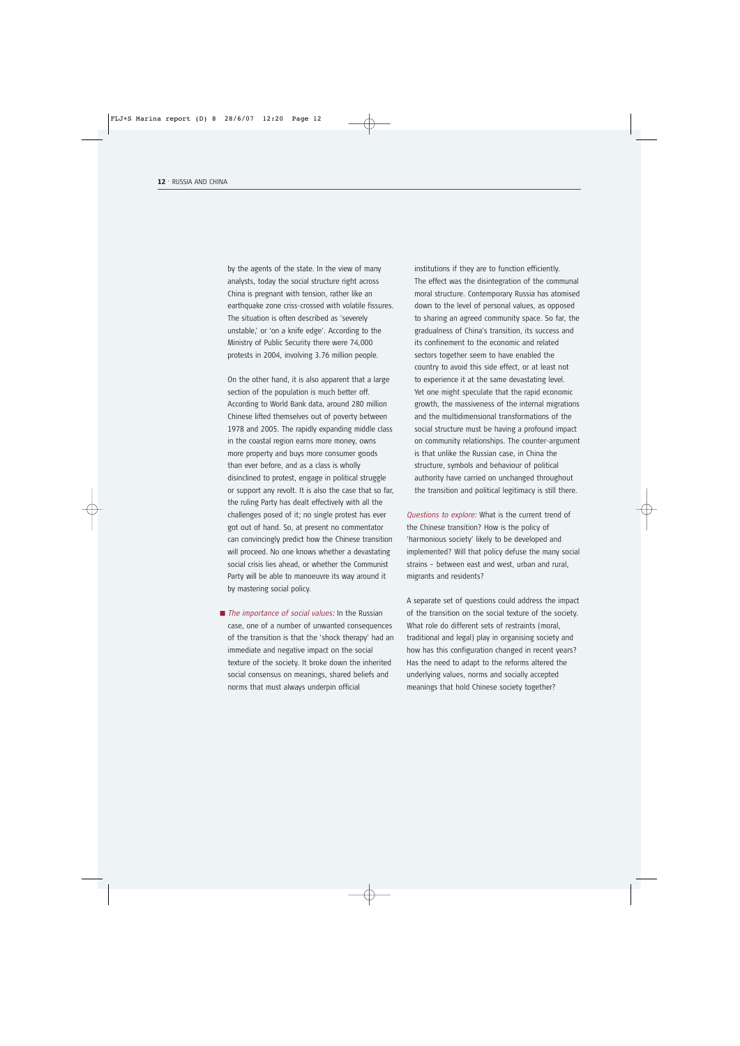by the agents of the state. In the view of many analysts, today the social structure right across China is pregnant with tension, rather like an earthquake zone criss-crossed with volatile fissures. The situation is often described as 'severely unstable,' or 'on a knife edge'. According to the Ministry of Public Security there were 74,000 protests in 2004, involving 3.76 million people.

On the other hand, it is also apparent that a large section of the population is much better off. According to World Bank data, around 280 million Chinese lifted themselves out of poverty between 1978 and 2005. The rapidly expanding middle class in the coastal region earns more money, owns more property and buys more consumer goods than ever before, and as a class is wholly disinclined to protest, engage in political struggle or support any revolt. It is also the case that so far, the ruling Party has dealt effectively with all the challenges posed of it; no single protest has ever got out of hand. So, at present no commentator can convincingly predict how the Chinese transition will proceed. No one knows whether a devastating social crisis lies ahead, or whether the Communist Party will be able to manoeuvre its way around it by mastering social policy.

- *The importance of social values:* In the Russian case, one of a number of unwanted consequences of the transition is that the 'shock therapy' had an immediate and negative impact on the social texture of the society. It broke down the inherited social consensus on meanings, shared beliefs and norms that must always underpin official institutions if they are to function efficiently. The effect was the disintegration of the communal moral structure. Contemporary Russia has atomised down to the level of personal values, as opposed to sharing an agreed community space. So far, the gradualness of China's transition, its success and its confinement to the economic and related sectors together seem to have enabled the country to avoid this side effect, or at least not to experience it at the same devastating level. Yet one might speculate that the rapid economic growth, the massiveness of the internal migrations and the multidimensional transformations of the social structure must be having a profound impact on community relationships. The counter-argument is that unlike the Russian case, in China the structure, symbols and behaviour of political authority have carried on unchanged throughout the transition and political legitimacy is still there.

*Questions to explore:* What is the current trend of the Chinese transition? How is the policy of 'harmonious society' likely to be developed and implemented? Will that policy defuse the many social strains – between east and west, urban and rural, migrants and residents?

A separate set of questions could address the impact of the transition on the social texture of the society. What role do different sets of restraints (moral, traditional and legal) play in organising society and how has this configuration changed in recent years? Has the need to adapt to the reforms altered the underlying values, norms and socially accepted meanings that hold Chinese society together?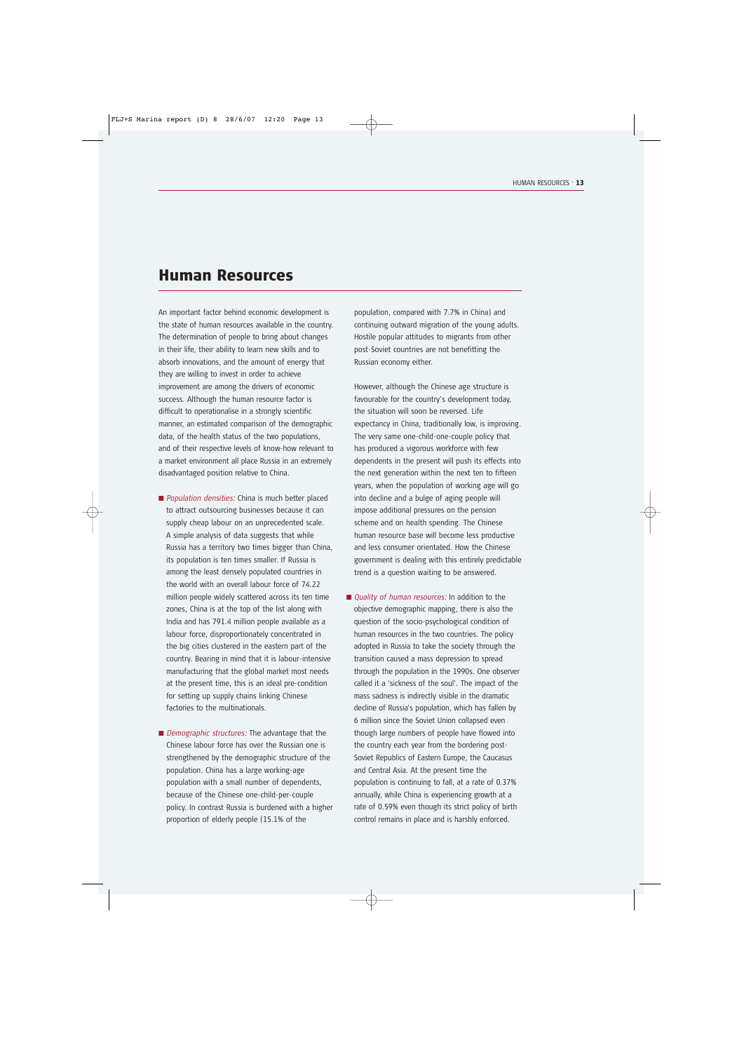# Human Resources

An important factor behind economic development is the state of human resources available in the country. The determination of people to bring about changes in their life, their ability to learn new skills and to absorb innovations, and the amount of energy that they are willing to invest in order to achieve improvement are among the drivers of economic success. Although the human resource factor is difficult to operationalise in a strongly scientific manner, an estimated comparison of the demographic data, of the health status of the two populations, and of their respective levels of know-how relevant to a market environment all place Russia in an extremely disadvantaged position relative to China.

- *Population densities:* China is much better placed to attract outsourcing businesses because it can supply cheap labour on an unprecedented scale. A simple analysis of data suggests that while Russia has a territory two times bigger than China, its population is ten times smaller. If Russia is among the least densely populated countries in the world with an overall labour force of 74.22 million people widely scattered across its ten time zones, China is at the top of the list along with India and has 791.4 million people available as a labour force, disproportionately concentrated in the big cities clustered in the eastern part of the country. Bearing in mind that it is labour-intensive manufacturing that the global market most needs at the present time, this is an ideal pre-condition for setting up supply chains linking Chinese factories to the multinationals.

- *Demographic structures:* The advantage that the Chinese labour force has over the Russian one is strengthened by the demographic structure of the population. China has a large working-age population with a small number of dependents, because of the Chinese one-child-per-couple policy. In contrast Russia is burdened with a higher proportion of elderly people (15.1% of the population, compared with 7.7% in China) and continuing outward migration of the young adults. Hostile popular attitudes to migrants from other post-Soviet countries are not benefitting the Russian economy either.

  However, although the Chinese age structure is favourable for the country's development today, the situation will soon be reversed. Life expectancy in China, traditionally low, is improving. The very same one-child-one-couple policy that has produced a vigorous workforce with few dependents in the present will push its effects into the next generation within the next ten to fifteen years, when the population of working age will go into decline and a bulge of aging people will impose additional pressures on the pension scheme and on health spending. The Chinese human resource base will become less productive and less consumer orientated. How the Chinese government is dealing with this entirely predictable trend is a question waiting to be answered.

- *Quality of human resources:* In addition to the objective demographic mapping, there is also the question of the socio-psychological condition of human resources in the two countries. The policy adopted in Russia to take the society through the transition caused a mass depression to spread through the population in the 1990s. One observer called it a 'sickness of the soul'. The impact of the mass sadness is indirectly visible in the dramatic decline of Russia's population, which has fallen by 6 million since the Soviet Union collapsed even though large numbers of people have flowed into the country each year from the bordering post-Soviet Republics of Eastern Europe, the Caucasus and Central Asia. At the present time the population is continuing to fall, at a rate of 0.37% annually, while China is experiencing growth at a rate of 0.59% even though its strict policy of birth control remains in place and is harshly enforced.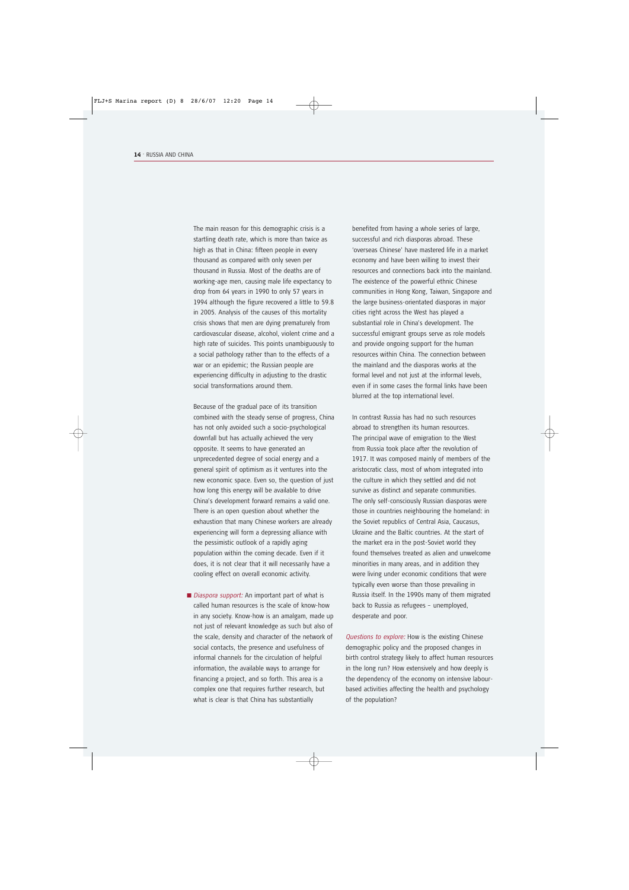The main reason for this demographic crisis is a startling death rate, which is more than twice as high as that in China: fifteen people in every thousand as compared with only seven per thousand in Russia. Most of the deaths are of working-age men, causing male life expectancy to drop from 64 years in 1990 to only 57 years in 1994 although the figure recovered a little to 59.8 in 2005. Analysis of the causes of this mortality crisis shows that men are dying prematurely from cardiovascular disease, alcohol, violent crime and a high rate of suicides. This points unambiguously to a social pathology rather than to the effects of a war or an epidemic; the Russian people are experiencing difficulty in adjusting to the drastic social transformations around them.

Because of the gradual pace of its transition combined with the steady sense of progress, China has not only avoided such a socio-psychological downfall but has actually achieved the very opposite. It seems to have generated an unprecedented degree of social energy and a general spirit of optimism as it ventures into the new economic space. Even so, the question of just how long this energy will be available to drive China's development forward remains a valid one. There is an open question about whether the exhaustion that many Chinese workers are already experiencing will form a depressing alliance with the pessimistic outlook of a rapidly aging population within the coming decade. Even if it does, it is not clear that it will necessarily have a cooling effect on overall economic activity.

- *Diaspora support:* An important part of what is called human resources is the scale of know-how in any society. Know-how is an amalgam, made up not just of relevant knowledge as such but also of the scale, density and character of the network of social contacts, the presence and usefulness of informal channels for the circulation of helpful information, the available ways to arrange for financing a project, and so forth. This area is a complex one that requires further research, but what is clear is that China has substantially benefited from having a whole series of large, successful and rich diasporas abroad. These 'overseas Chinese' have mastered life in a market economy and have been willing to invest their resources and connections back into the mainland. The existence of the powerful ethnic Chinese communities in Hong Kong, Taiwan, Singapore and the large business-orientated diasporas in major cities right across the West has played a substantial role in China's development. The successful emigrant groups serve as role models and provide ongoing support for the human resources within China. The connection between the mainland and the diasporas works at the formal level and not just at the informal levels, even if in some cases the formal links have been blurred at the top international level.

In contrast Russia has had no such resources abroad to strengthen its human resources. The principal wave of emigration to the West from Russia took place after the revolution of 1917. It was composed mainly of members of the aristocratic class, most of whom integrated into the culture in which they settled and did not survive as distinct and separate communities. The only self-consciously Russian diasporas were those in countries neighbouring the homeland: in the Soviet republics of Central Asia, Caucasus, Ukraine and the Baltic countries. At the start of the market era in the post-Soviet world they found themselves treated as alien and unwelcome minorities in many areas, and in addition they were living under economic conditions that were typically even worse than those prevailing in Russia itself. In the 1990s many of them migrated back to Russia as refugees – unemployed, desperate and poor.

*Questions to explore:* How is the existing Chinese demographic policy and the proposed changes in birth control strategy likely to affect human resources in the long run? How extensively and how deeply is the dependency of the economy on intensive labour-based activities affecting the health and psychology of the population?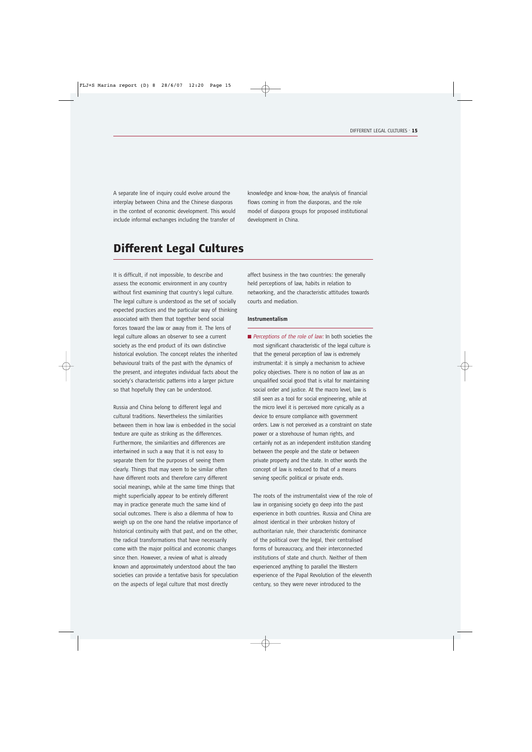A separate line of inquiry could evolve around the interplay between China and the Chinese diasporas in the context of economic development. This would include informal exchanges including the transfer of knowledge and know-how, the analysis of financial flows coming in from the diasporas, and the role model of diaspora groups for proposed institutional development in China.

# Different Legal Cultures

It is difficult, if not impossible, to describe and assess the economic environment in any country without first examining that country's legal culture. The legal culture is understood as the set of socially expected practices and the particular way of thinking associated with them that together bend social forces toward the law or away from it. The lens of legal culture allows an observer to see a current society as the end product of its own distinctive historical evolution. The concept relates the inherited behavioural traits of the past with the dynamics of the present, and integrates individual facts about the society's characteristic patterns into a larger picture so that hopefully they can be understood.

Russia and China belong to different legal and cultural traditions. Nevertheless the similarities between them in how law is embedded in the social texture are quite as striking as the differences. Furthermore, the similarities and differences are intertwined in such a way that it is not easy to separate them for the purposes of seeing them clearly. Things that may seem to be similar often have different roots and therefore carry different social meanings, while at the same time things that might superficially appear to be entirely different may in practice generate much the same kind of social outcomes. There is also a dilemma of how to weigh up on the one hand the relative importance of historical continuity with that past, and on the other, the radical transformations that have necessarily come with the major political and economic changes since then. However, a review of what is already known and approximately understood about the two societies can provide a tentative basis for speculation on the aspects of legal culture that most directly affect business in the two countries: the generally held perceptions of law, habits in relation to networking, and the characteristic attitudes towards courts and mediation.

### Instrumentalism

- *Perceptions of the role of law:* In both societies the most significant characteristic of the legal culture is that the general perception of law is extremely instrumental: it is simply a mechanism to achieve policy objectives. There is no notion of law as an unqualified social good that is vital for maintaining social order and justice. At the macro level, law is still seen as a tool for social engineering, while at the micro level it is perceived more cynically as a device to ensure compliance with government orders. Law is not perceived as a constraint on state power or a storehouse of human rights, and certainly not as an independent institution standing between the people and the state or between private property and the state. In other words the concept of law is reduced to that of a means serving specific political or private ends.

  The roots of the instrumentalist view of the role of law in organising society go deep into the past experience in both countries. Russia and China are almost identical in their unbroken history of authoritarian rule, their characteristic dominance of the political over the legal, their centralised forms of bureaucracy, and their interconnected institutions of state and church. Neither of them experienced anything to parallel the Western experience of the Papal Revolution of the eleventh century, so they were never introduced to the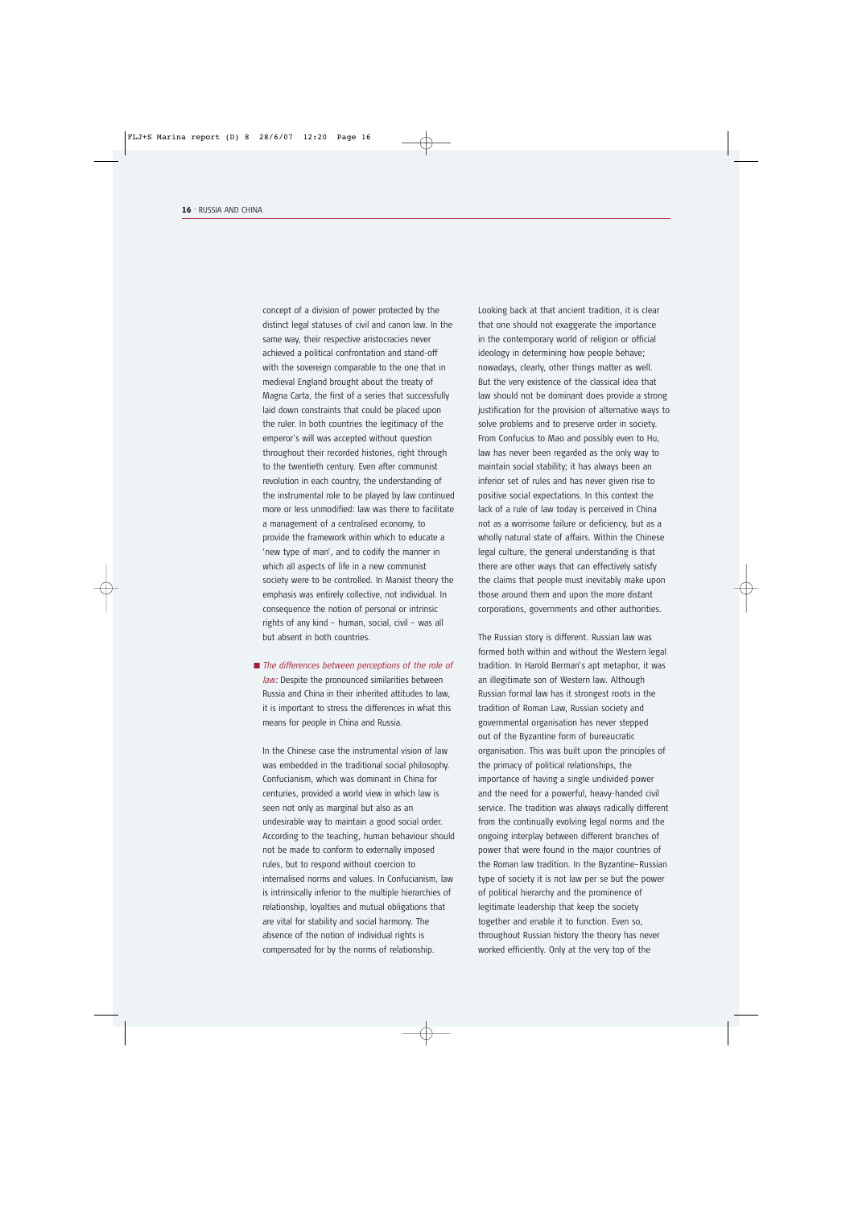concept of a division of power protected by the distinct legal statuses of civil and canon law. In the same way, their respective aristocracies never achieved a political confrontation and stand-off with the sovereign comparable to the one that in medieval England brought about the treaty of Magna Carta, the first of a series that successfully laid down constraints that could be placed upon the ruler. In both countries the legitimacy of the emperor's will was accepted without question throughout their recorded histories, right through to the twentieth century. Even after communist revolution in each country, the understanding of the instrumental role to be played by law continued more or less unmodified: law was there to facilitate a management of a centralised economy, to provide the framework within which to educate a 'new type of man', and to codify the manner in which all aspects of life in a new communist society were to be controlled. In Marxist theory the emphasis was entirely collective, not individual. In consequence the notion of personal or intrinsic rights of any kind – human, social, civil – was all but absent in both countries.

- *The differences between perceptions of the role of law:* Despite the pronounced similarities between Russia and China in their inherited attitudes to law, it is important to stress the differences in what this means for people in China and Russia.

In the Chinese case the instrumental vision of law was embedded in the traditional social philosophy. Confucianism, which was dominant in China for centuries, provided a world view in which law is seen not only as marginal but also as an undesirable way to maintain a good social order. According to the teaching, human behaviour should not be made to conform to externally imposed rules, but to respond without coercion to internalised norms and values. In Confucianism, law is intrinsically inferior to the multiple hierarchies of relationship, loyalties and mutual obligations that are vital for stability and social harmony. The absence of the notion of individual rights is compensated for by the norms of relationship.

Looking back at that ancient tradition, it is clear that one should not exaggerate the importance in the contemporary world of religion or official ideology in determining how people behave; nowadays, clearly, other things matter as well. But the very existence of the classical idea that law should not be dominant does provide a strong justification for the provision of alternative ways to solve problems and to preserve order in society. From Confucius to Mao and possibly even to Hu, law has never been regarded as the only way to maintain social stability; it has always been an inferior set of rules and has never given rise to positive social expectations. In this context the lack of a rule of law today is perceived in China not as a worrisome failure or deficiency, but as a wholly natural state of affairs. Within the Chinese legal culture, the general understanding is that there are other ways that can effectively satisfy the claims that people must inevitably make upon those around them and upon the more distant corporations, governments and other authorities.

The Russian story is different. Russian law was formed both within and without the Western legal tradition. In Harold Berman's apt metaphor, it was an illegitimate son of Western law. Although Russian formal law has it strongest roots in the tradition of Roman Law, Russian society and governmental organisation has never stepped out of the Byzantine form of bureaucratic organisation. This was built upon the principles of the primacy of political relationships, the importance of having a single undivided power and the need for a powerful, heavy-handed civil service. The tradition was always radically different from the continually evolving legal norms and the ongoing interplay between different branches of power that were found in the major countries of the Roman law tradition. In the Byzantine–Russian type of society it is not law per se but the power of political hierarchy and the prominence of legitimate leadership that keep the society together and enable it to function. Even so, throughout Russian history the theory has never worked efficiently. Only at the very top of the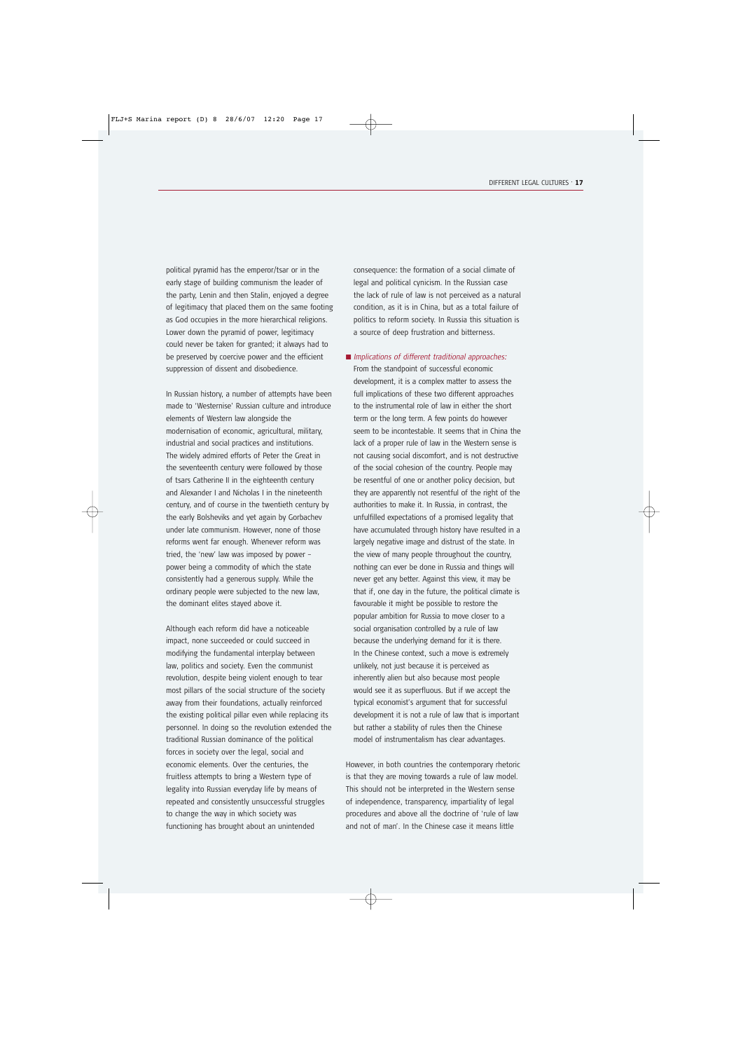political pyramid has the emperor/tsar or in the early stage of building communism the leader of the party, Lenin and then Stalin, enjoyed a degree of legitimacy that placed them on the same footing as God occupies in the more hierarchical religions. Lower down the pyramid of power, legitimacy could never be taken for granted; it always had to be preserved by coercive power and the efficient suppression of dissent and disobedience.

In Russian history, a number of attempts have been made to 'Westernise' Russian culture and introduce elements of Western law alongside the modernisation of economic, agricultural, military, industrial and social practices and institutions. The widely admired efforts of Peter the Great in the seventeenth century were followed by those of tsars Catherine II in the eighteenth century and Alexander I and Nicholas I in the nineteenth century, and of course in the twentieth century by the early Bolsheviks and yet again by Gorbachev under late communism. However, none of those reforms went far enough. Whenever reform was tried, the 'new' law was imposed by power – power being a commodity of which the state consistently had a generous supply. While the ordinary people were subjected to the new law, the dominant elites stayed above it.

Although each reform did have a noticeable impact, none succeeded or could succeed in modifying the fundamental interplay between law, politics and society. Even the communist revolution, despite being violent enough to tear most pillars of the social structure of the society away from their foundations, actually reinforced the existing political pillar even while replacing its personnel. In doing so the revolution extended the traditional Russian dominance of the political forces in society over the legal, social and economic elements. Over the centuries, the fruitless attempts to bring a Western type of legality into Russian everyday life by means of repeated and consistently unsuccessful struggles to change the way in which society was functioning has brought about an unintended consequence: the formation of a social climate of legal and political cynicism. In the Russian case the lack of rule of law is not perceived as a natural condition, as it is in China, but as a total failure of politics to reform society. In Russia this situation is a source of deep frustration and bitterness.

- *Implications of different traditional approaches:* From the standpoint of successful economic development, it is a complex matter to assess the full implications of these two different approaches to the instrumental role of law in either the short term or the long term. A few points do however seem to be incontestable. It seems that in China the lack of a proper rule of law in the Western sense is not causing social discomfort, and is not destructive of the social cohesion of the country. People may be resentful of one or another policy decision, but they are apparently not resentful of the right of the authorities to make it. In Russia, in contrast, the unfulfilled expectations of a promised legality that have accumulated through history have resulted in a largely negative image and distrust of the state. In the view of many people throughout the country, nothing can ever be done in Russia and things will never get any better. Against this view, it may be that if, one day in the future, the political climate is favourable it might be possible to restore the popular ambition for Russia to move closer to a social organisation controlled by a rule of law because the underlying demand for it is there. In the Chinese context, such a move is extremely unlikely, not just because it is perceived as inherently alien but also because most people would see it as superfluous. But if we accept the typical economist's argument that for successful development it is not a rule of law that is important but rather a stability of rules then the Chinese model of instrumentalism has clear advantages.

However, in both countries the contemporary rhetoric is that they are moving towards a rule of law model. This should not be interpreted in the Western sense of independence, transparency, impartiality of legal procedures and above all the doctrine of 'rule of law and not of man'. In the Chinese case it means little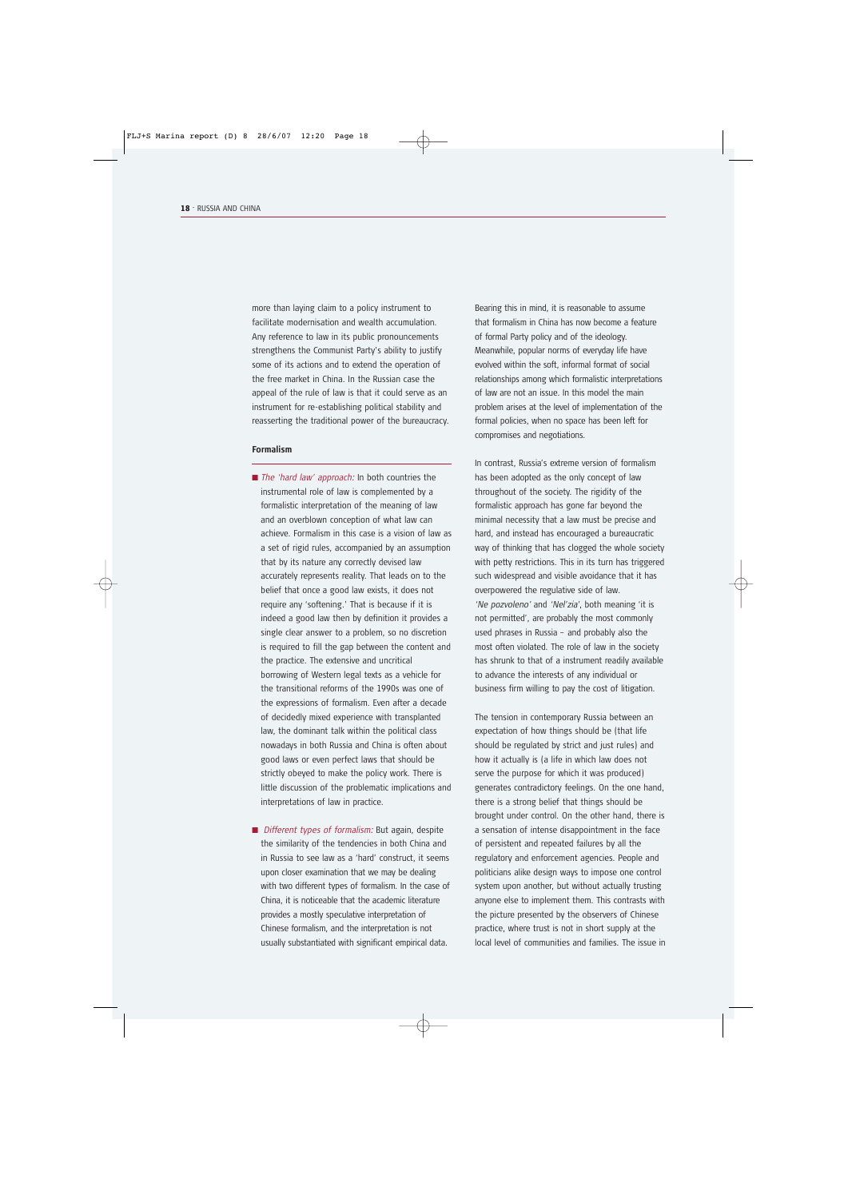more than laying claim to a policy instrument to facilitate modernisation and wealth accumulation. Any reference to law in its public pronouncements strengthens the Communist Party's ability to justify some of its actions and to extend the operation of the free market in China. In the Russian case the appeal of the rule of law is that it could serve as an instrument for re-establishing political stability and reasserting the traditional power of the bureaucracy.

#### Formalism

- *The 'hard law' approach:* In both countries the instrumental role of law is complemented by a formalistic interpretation of the meaning of law and an overblown conception of what law can achieve. Formalism in this case is a vision of law as a set of rigid rules, accompanied by an assumption that by its nature any correctly devised law accurately represents reality. That leads on to the belief that once a good law exists, it does not require any 'softening.' That is because if it is indeed a good law then by definition it provides a single clear answer to a problem, so no discretion is required to fill the gap between the content and the practice. The extensive and uncritical borrowing of Western legal texts as a vehicle for the transitional reforms of the 1990s was one of the expressions of formalism. Even after a decade of decidedly mixed experience with transplanted law, the dominant talk within the political class nowadays in both Russia and China is often about good laws or even perfect laws that should be strictly obeyed to make the policy work. There is little discussion of the problematic implications and interpretations of law in practice.

- *Different types of formalism:* But again, despite the similarity of the tendencies in both China and in Russia to see law as a 'hard' construct, it seems upon closer examination that we may be dealing with two different types of formalism. In the case of China, it is noticeable that the academic literature provides a mostly speculative interpretation of Chinese formalism, and the interpretation is not usually substantiated with significant empirical data.

Bearing this in mind, it is reasonable to assume that formalism in China has now become a feature of formal Party policy and of the ideology. Meanwhile, popular norms of everyday life have evolved within the soft, informal format of social relationships among which formalistic interpretations of law are not an issue. In this model the main problem arises at the level of implementation of the formal policies, when no space has been left for compromises and negotiations.

In contrast, Russia's extreme version of formalism has been adopted as the only concept of law throughout of the society. The rigidity of the formalistic approach has gone far beyond the minimal necessity that a law must be precise and hard, and instead has encouraged a bureaucratic way of thinking that has clogged the whole society with petty restrictions. This in its turn has triggered such widespread and visible avoidance that it has overpowered the regulative side of law. *'Ne pozvoleno'* and *'Nel'zia'*, both meaning 'it is not permitted', are probably the most commonly used phrases in Russia – and probably also the most often violated. The role of law in the society has shrunk to that of a instrument readily available to advance the interests of any individual or business firm willing to pay the cost of litigation.

The tension in contemporary Russia between an expectation of how things should be (that life should be regulated by strict and just rules) and how it actually is (a life in which law does not serve the purpose for which it was produced) generates contradictory feelings. On the one hand, there is a strong belief that things should be brought under control. On the other hand, there is a sensation of intense disappointment in the face of persistent and repeated failures by all the regulatory and enforcement agencies. People and politicians alike design ways to impose one control system upon another, but without actually trusting anyone else to implement them. This contrasts with the picture presented by the observers of Chinese practice, where trust is not in short supply at the local level of communities and families. The issue in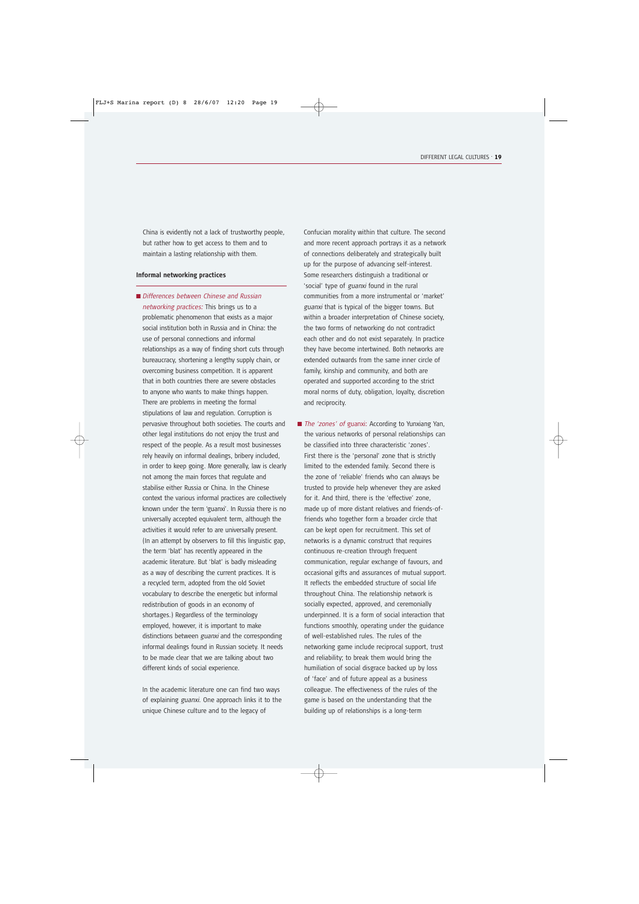China is evidently not a lack of trustworthy people, but rather how to get access to them and to maintain a lasting relationship with them.

**Informal networking practices**

■ *Differences between Chinese and Russian networking practices:* This brings us to a problematic phenomenon that exists as a major social institution both in Russia and in China: the use of personal connections and informal relationships as a way of finding short cuts through bureaucracy, shortening a lengthy supply chain, or overcoming business competition. It is apparent that in both countries there are severe obstacles to anyone who wants to make things happen. There are problems in meeting the formal stipulations of law and regulation. Corruption is pervasive throughout both societies. The courts and other legal institutions do not enjoy the trust and respect of the people. As a result most businesses rely heavily on informal dealings, bribery included, in order to keep going. More generally, law is clearly not among the main forces that regulate and stabilise either Russia or China. In the Chinese context the various informal practices are collectively known under the term 'guanxi'. In Russia there is no universally accepted equivalent term, although the activities it would refer to are universally present. (In an attempt by observers to fill this linguistic gap, the term 'blat' has recently appeared in the academic literature. But 'blat' is badly misleading as a way of describing the current practices. It is a recycled term, adopted from the old Soviet vocabulary to describe the energetic but informal redistribution of goods in an economy of shortages.) Regardless of the terminology employed, however, it is important to make distinctions between *guanxi* and the corresponding informal dealings found in Russian society. It needs to be made clear that we are talking about two different kinds of social experience.

In the academic literature one can find two ways of explaining *guanxi.* One approach links it to the unique Chinese culture and to the legacy of Confucian morality within that culture. The second and more recent approach portrays it as a network of connections deliberately and strategically built up for the purpose of advancing self-interest. Some researchers distinguish a traditional or 'social' type of *guanxi* found in the rural communities from a more instrumental or 'market' *guanxi* that is typical of the bigger towns. But within a broader interpretation of Chinese society, the two forms of networking do not contradict each other and do not exist separately. In practice they have become intertwined. Both networks are extended outwards from the same inner circle of family, kinship and community, and both are operated and supported according to the strict moral norms of duty, obligation, loyalty, discretion and reciprocity.

■ *The 'zones' of* guanxi: According to Yunxiang Yan, the various networks of personal relationships can be classified into three characteristic 'zones'. First there is the 'personal' zone that is strictly limited to the extended family. Second there is the zone of 'reliable' friends who can always be trusted to provide help whenever they are asked for it. And third, there is the 'effective' zone, made up of more distant relatives and friends-of-friends who together form a broader circle that can be kept open for recruitment. This set of networks is a dynamic construct that requires continuous re-creation through frequent communication, regular exchange of favours, and occasional gifts and assurances of mutual support. It reflects the embedded structure of social life throughout China. The relationship network is socially expected, approved, and ceremonially underpinned. It is a form of social interaction that functions smoothly, operating under the guidance of well-established rules. The rules of the networking game include reciprocal support, trust and reliability; to break them would bring the humiliation of social disgrace backed up by loss of 'face' and of future appeal as a business colleague. The effectiveness of the rules of the game is based on the understanding that the building up of relationships is a long-term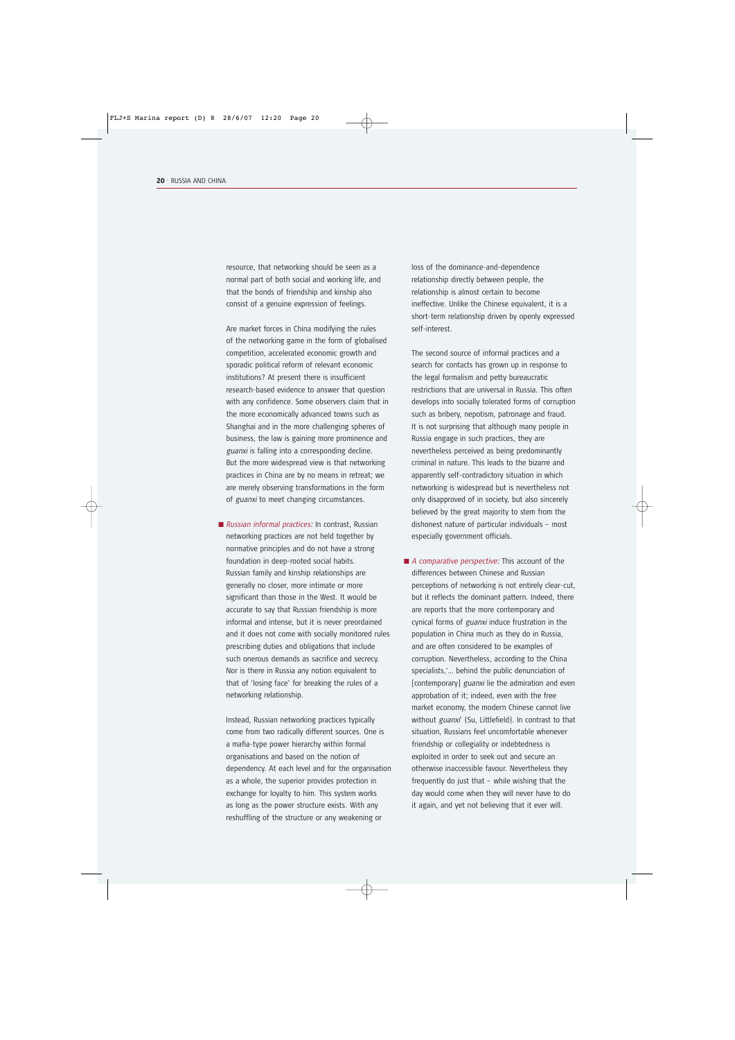resource, that networking should be seen as a normal part of both social and working life, and that the bonds of friendship and kinship also consist of a genuine expression of feelings.

Are market forces in China modifying the rules of the networking game in the form of globalised competition, accelerated economic growth and sporadic political reform of relevant economic institutions? At present there is insufficient research-based evidence to answer that question with any confidence. Some observers claim that in the more economically advanced towns such as Shanghai and in the more challenging spheres of business, the law is gaining more prominence and *guanxi* is falling into a corresponding decline. But the more widespread view is that networking practices in China are by no means in retreat; we are merely observing transformations in the form of *guanxi* to meet changing circumstances.

- *Russian informal practices:* In contrast, Russian networking practices are not held together by normative principles and do not have a strong foundation in deep-rooted social habits. Russian family and kinship relationships are generally no closer, more intimate or more significant than those in the West. It would be accurate to say that Russian friendship is more informal and intense, but it is never preordained and it does not come with socially monitored rules prescribing duties and obligations that include such onerous demands as sacrifice and secrecy. Nor is there in Russia any notion equivalent to that of 'losing face' for breaking the rules of a networking relationship.

Instead, Russian networking practices typically come from two radically different sources. One is a mafia-type power hierarchy within formal organisations and based on the notion of dependency. At each level and for the organisation as a whole, the superior provides protection in exchange for loyalty to him. This system works as long as the power structure exists. With any reshuffling of the structure or any weakening or loss of the dominance-and-dependence relationship directly between people, the relationship is almost certain to become ineffective. Unlike the Chinese equivalent, it is a short-term relationship driven by openly expressed self-interest.

The second source of informal practices and a search for contacts has grown up in response to the legal formalism and petty bureaucratic restrictions that are universal in Russia. This often develops into socially tolerated forms of corruption such as bribery, nepotism, patronage and fraud. It is not surprising that although many people in Russia engage in such practices, they are nevertheless perceived as being predominantly criminal in nature. This leads to the bizarre and apparently self-contradictory situation in which networking is widespread but is nevertheless not only disapproved of in society, but also sincerely believed by the great majority to stem from the dishonest nature of particular individuals – most especially government officials.

- *A comparative perspective:* This account of the differences between Chinese and Russian perceptions of networking is not entirely clear-cut, but it reflects the dominant pattern. Indeed, there are reports that the more contemporary and cynical forms of *guanxi* induce frustration in the population in China much as they do in Russia, and are often considered to be examples of corruption. Nevertheless, according to the China specialists,'... behind the public denunciation of [contemporary] *guanxi* lie the admiration and even approbation of it; indeed, even with the free market economy, the modern Chinese cannot live without *guanxi*' (Su, Littlefield). In contrast to that situation, Russians feel uncomfortable whenever friendship or collegiality or indebtedness is exploited in order to seek out and secure an otherwise inaccessible favour. Nevertheless they frequently do just that – while wishing that the day would come when they will never have to do it again, and yet not believing that it ever will.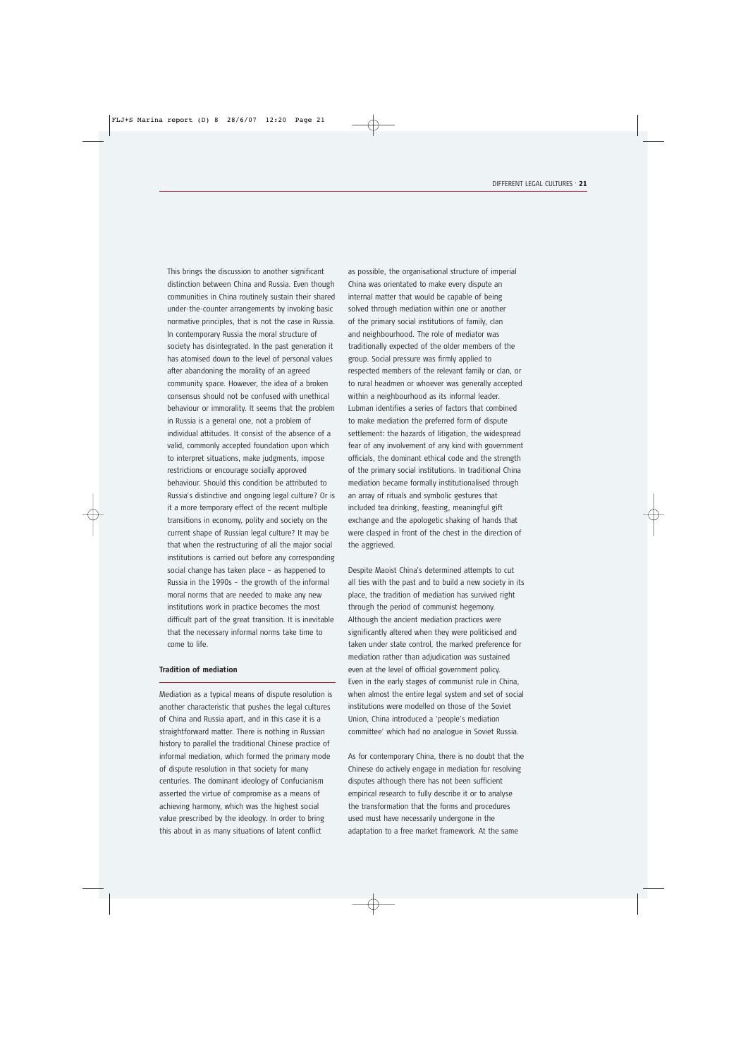This brings the discussion to another significant distinction between China and Russia. Even though communities in China routinely sustain their shared under-the-counter arrangements by invoking basic normative principles, that is not the case in Russia. In contemporary Russia the moral structure of society has disintegrated. In the past generation it has atomised down to the level of personal values after abandoning the morality of an agreed community space. However, the idea of a broken consensus should not be confused with unethical behaviour or immorality. It seems that the problem in Russia is a general one, not a problem of individual attitudes. It consist of the absence of a valid, commonly accepted foundation upon which to interpret situations, make judgments, impose restrictions or encourage socially approved behaviour. Should this condition be attributed to Russia's distinctive and ongoing legal culture? Or is it a more temporary effect of the recent multiple transitions in economy, polity and society on the current shape of Russian legal culture? It may be that when the restructuring of all the major social institutions is carried out before any corresponding social change has taken place – as happened to Russia in the 1990s – the growth of the informal moral norms that are needed to make any new institutions work in practice becomes the most difficult part of the great transition. It is inevitable that the necessary informal norms take time to come to life.

**Tradition of mediation**

Mediation as a typical means of dispute resolution is another characteristic that pushes the legal cultures of China and Russia apart, and in this case it is a straightforward matter. There is nothing in Russian history to parallel the traditional Chinese practice of informal mediation, which formed the primary mode of dispute resolution in that society for many centuries. The dominant ideology of Confucianism asserted the virtue of compromise as a means of achieving harmony, which was the highest social value prescribed by the ideology. In order to bring this about in as many situations of latent conflict as possible, the organisational structure of imperial China was orientated to make every dispute an internal matter that would be capable of being solved through mediation within one or another of the primary social institutions of family, clan and neighbourhood. The role of mediator was traditionally expected of the older members of the group. Social pressure was firmly applied to respected members of the relevant family or clan, or to rural headmen or whoever was generally accepted within a neighbourhood as its informal leader. Lubman identifies a series of factors that combined to make mediation the preferred form of dispute settlement: the hazards of litigation, the widespread fear of any involvement of any kind with government officials, the dominant ethical code and the strength of the primary social institutions. In traditional China mediation became formally institutionalised through an array of rituals and symbolic gestures that included tea drinking, feasting, meaningful gift exchange and the apologetic shaking of hands that were clasped in front of the chest in the direction of the aggrieved.

Despite Maoist China's determined attempts to cut all ties with the past and to build a new society in its place, the tradition of mediation has survived right through the period of communist hegemony. Although the ancient mediation practices were significantly altered when they were politicised and taken under state control, the marked preference for mediation rather than adjudication was sustained even at the level of official government policy. Even in the early stages of communist rule in China, when almost the entire legal system and set of social institutions were modelled on those of the Soviet Union, China introduced a 'people's mediation committee' which had no analogue in Soviet Russia.

As for contemporary China, there is no doubt that the Chinese do actively engage in mediation for resolving disputes although there has not been sufficient empirical research to fully describe it or to analyse the transformation that the forms and procedures used must have necessarily undergone in the adaptation to a free market framework. At the same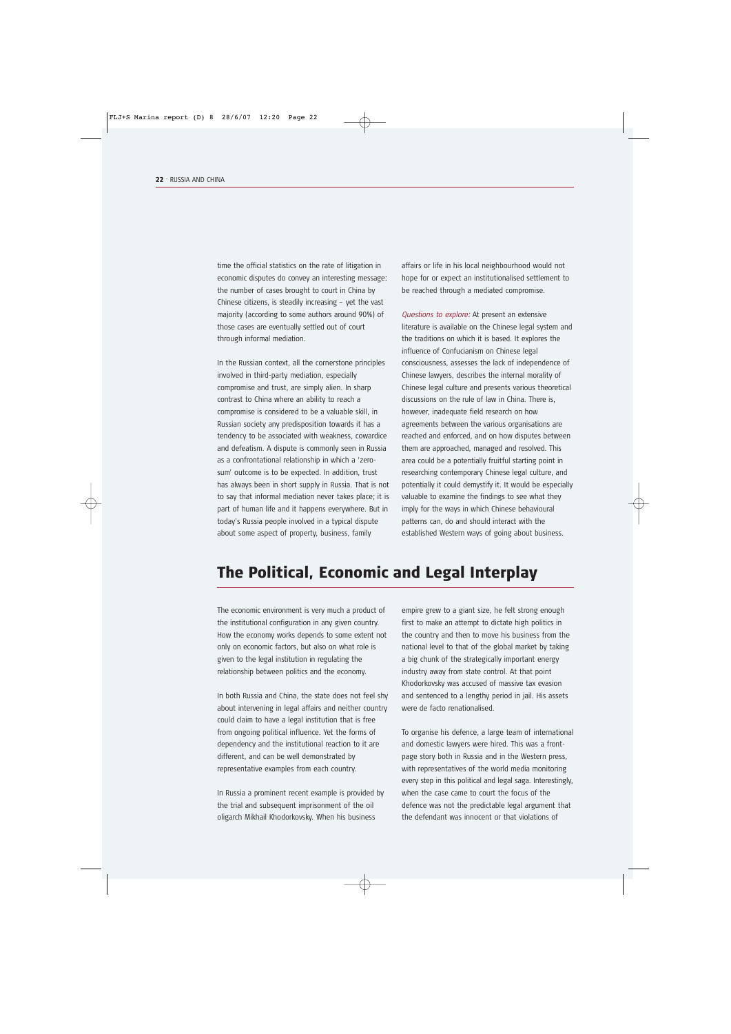time the official statistics on the rate of litigation in economic disputes do convey an interesting message: the number of cases brought to court in China by Chinese citizens, is steadily increasing – yet the vast majority (according to some authors around 90%) of those cases are eventually settled out of court through informal mediation.

In the Russian context, all the cornerstone principles involved in third-party mediation, especially compromise and trust, are simply alien. In sharp contrast to China where an ability to reach a compromise is considered to be a valuable skill, in Russian society any predisposition towards it has a tendency to be associated with weakness, cowardice and defeatism. A dispute is commonly seen in Russia as a confrontational relationship in which a 'zero-sum' outcome is to be expected. In addition, trust has always been in short supply in Russia. That is not to say that informal mediation never takes place; it is part of human life and it happens everywhere. But in today's Russia people involved in a typical dispute about some aspect of property, business, family affairs or life in his local neighbourhood would not hope for or expect an institutionalised settlement to be reached through a mediated compromise.

*Questions to explore:* At present an extensive literature is available on the Chinese legal system and the traditions on which it is based. It explores the influence of Confucianism on Chinese legal consciousness, assesses the lack of independence of Chinese lawyers, describes the internal morality of Chinese legal culture and presents various theoretical discussions on the rule of law in China. There is, however, inadequate field research on how agreements between the various organisations are reached and enforced, and on how disputes between them are approached, managed and resolved. This area could be a potentially fruitful starting point in researching contemporary Chinese legal culture, and potentially it could demystify it. It would be especially valuable to examine the findings to see what they imply for the ways in which Chinese behavioural patterns can, do and should interact with the established Western ways of going about business.

## The Political, Economic and Legal Interplay

The economic environment is very much a product of the institutional configuration in any given country. How the economy works depends to some extent not only on economic factors, but also on what role is given to the legal institution in regulating the relationship between politics and the economy.

In both Russia and China, the state does not feel shy about intervening in legal affairs and neither country could claim to have a legal institution that is free from ongoing political influence. Yet the forms of dependency and the institutional reaction to it are different, and can be well demonstrated by representative examples from each country.

In Russia a prominent recent example is provided by the trial and subsequent imprisonment of the oil oligarch Mikhail Khodorkovsky. When his business empire grew to a giant size, he felt strong enough first to make an attempt to dictate high politics in the country and then to move his business from the national level to that of the global market by taking a big chunk of the strategically important energy industry away from state control. At that point Khodorkovsky was accused of massive tax evasion and sentenced to a lengthy period in jail. His assets were de facto renationalised.

To organise his defence, a large team of international and domestic lawyers were hired. This was a front-page story both in Russia and in the Western press, with representatives of the world media monitoring every step in this political and legal saga. Interestingly, when the case came to court the focus of the defence was not the predictable legal argument that the defendant was innocent or that violations of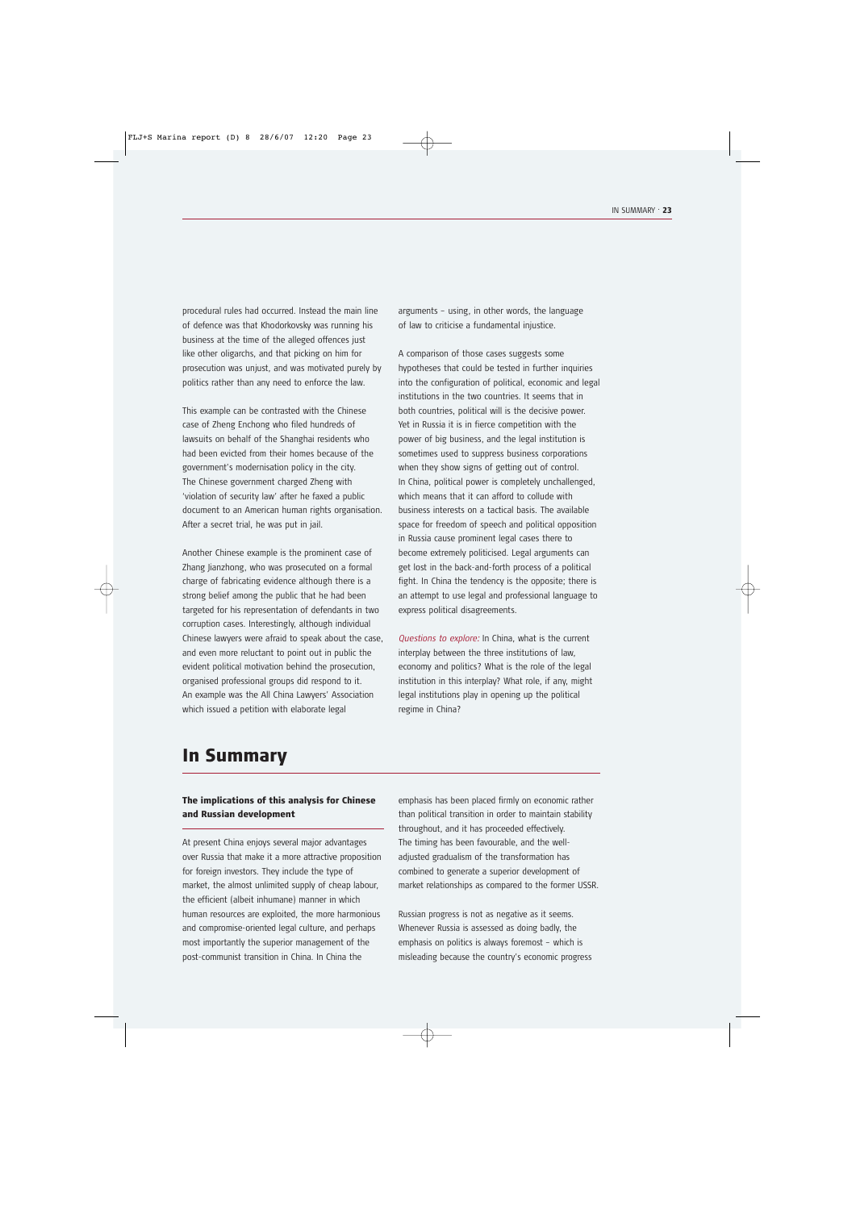procedural rules had occurred. Instead the main line of defence was that Khodorkovsky was running his business at the time of the alleged offences just like other oligarchs, and that picking on him for prosecution was unjust, and was motivated purely by politics rather than any need to enforce the law.

This example can be contrasted with the Chinese case of Zheng Enchong who filed hundreds of lawsuits on behalf of the Shanghai residents who had been evicted from their homes because of the government's modernisation policy in the city. The Chinese government charged Zheng with 'violation of security law' after he faxed a public document to an American human rights organisation. After a secret trial, he was put in jail.

Another Chinese example is the prominent case of Zhang Jianzhong, who was prosecuted on a formal charge of fabricating evidence although there is a strong belief among the public that he had been targeted for his representation of defendants in two corruption cases. Interestingly, although individual Chinese lawyers were afraid to speak about the case, and even more reluctant to point out in public the evident political motivation behind the prosecution, organised professional groups did respond to it. An example was the All China Lawyers' Association which issued a petition with elaborate legal arguments – using, in other words, the language of law to criticise a fundamental injustice.

A comparison of those cases suggests some hypotheses that could be tested in further inquiries into the configuration of political, economic and legal institutions in the two countries. It seems that in both countries, political will is the decisive power. Yet in Russia it is in fierce competition with the power of big business, and the legal institution is sometimes used to suppress business corporations when they show signs of getting out of control. In China, political power is completely unchallenged, which means that it can afford to collude with business interests on a tactical basis. The available space for freedom of speech and political opposition in Russia cause prominent legal cases there to become extremely politicised. Legal arguments can get lost in the back-and-forth process of a political fight. In China the tendency is the opposite; there is an attempt to use legal and professional language to express political disagreements.

*Questions to explore:* In China, what is the current interplay between the three institutions of law, economy and politics? What is the role of the legal institution in this interplay? What role, if any, might legal institutions play in opening up the political regime in China?

# In Summary

### The implications of this analysis for Chinese and Russian development

At present China enjoys several major advantages over Russia that make it a more attractive proposition for foreign investors. They include the type of market, the almost unlimited supply of cheap labour, the efficient (albeit inhumane) manner in which human resources are exploited, the more harmonious and compromise-oriented legal culture, and perhaps most importantly the superior management of the post-communist transition in China. In China the emphasis has been placed firmly on economic rather than political transition in order to maintain stability throughout, and it has proceeded effectively. The timing has been favourable, and the well-adjusted gradualism of the transformation has combined to generate a superior development of market relationships as compared to the former USSR.

Russian progress is not as negative as it seems. Whenever Russia is assessed as doing badly, the emphasis on politics is always foremost – which is misleading because the country's economic progress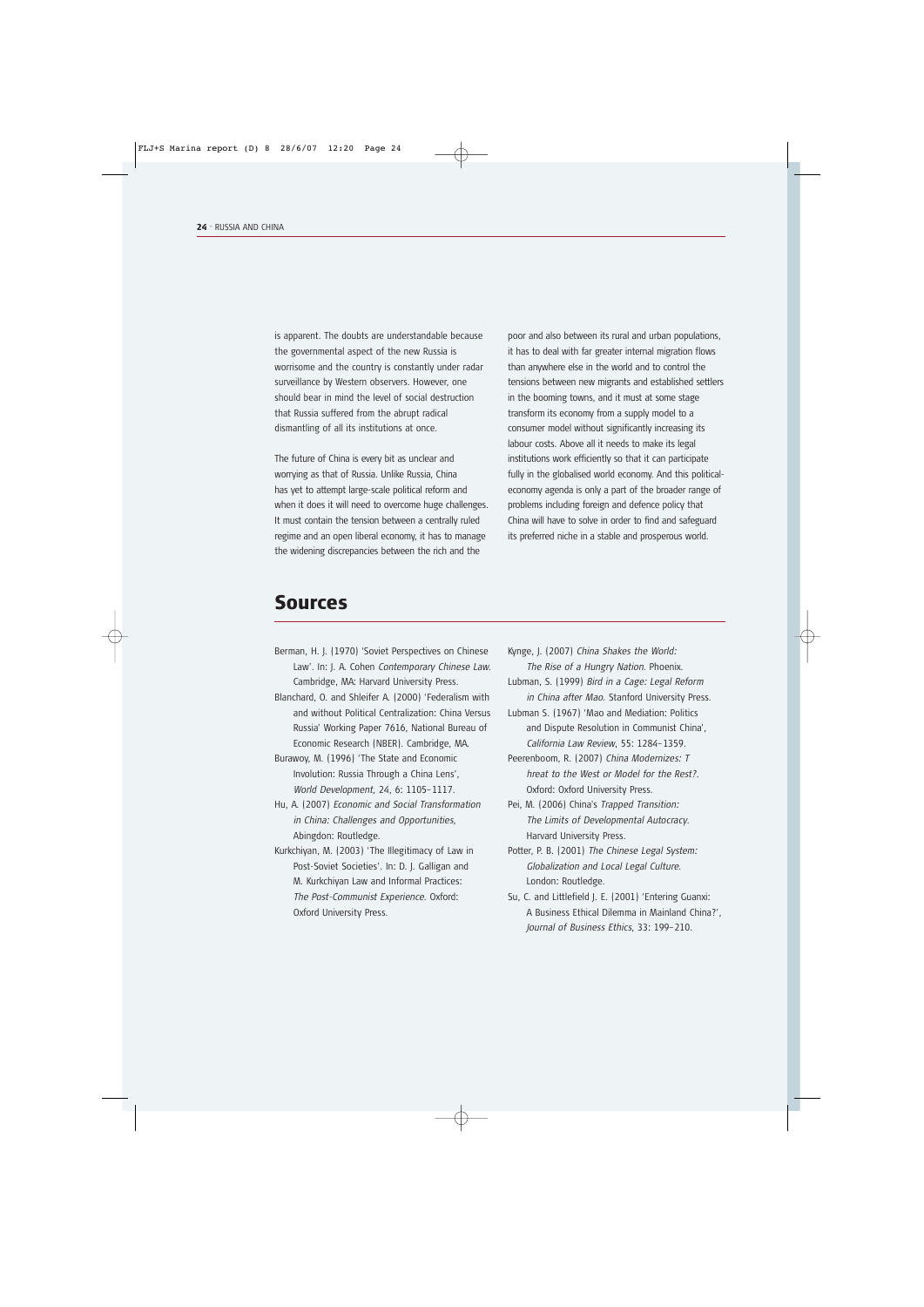is apparent. The doubts are understandable because the governmental aspect of the new Russia is worrisome and the country is constantly under radar surveillance by Western observers. However, one should bear in mind the level of social destruction that Russia suffered from the abrupt radical dismantling of all its institutions at once.

The future of China is every bit as unclear and worrying as that of Russia. Unlike Russia, China has yet to attempt large-scale political reform and when it does it will need to overcome huge challenges. It must contain the tension between a centrally ruled regime and an open liberal economy, it has to manage the widening discrepancies between the rich and the poor and also between its rural and urban populations, it has to deal with far greater internal migration flows than anywhere else in the world and to control the tensions between new migrants and established settlers in the booming towns, and it must at some stage transform its economy from a supply model to a consumer model without significantly increasing its labour costs. Above all it needs to make its legal institutions work efficiently so that it can participate fully in the globalised world economy. And this political-economy agenda is only a part of the broader range of problems including foreign and defence policy that China will have to solve in order to find and safeguard its preferred niche in a stable and prosperous world.

# Sources

Berman, H. J. (1970) 'Soviet Perspectives on Chinese Law'. In: J. A. Cohen *Contemporary Chinese Law*. Cambridge, MA: Harvard University Press.

Blanchard, O. and Shleifer A. (2000) 'Federalism with and without Political Centralization: China Versus Russia' Working Paper 7616, National Bureau of Economic Research (NBER). Cambridge, MA.

Burawoy, M. (1996) 'The State and Economic Involution: Russia Through a China Lens', *World Development*, 24, 6: 1105–1117.

Hu, A. (2007) *Economic and Social Transformation in China: Challenges and Opportunities*, Abingdon: Routledge.

Kurkchiyan, M. (2003) 'The Illegitimacy of Law in Post-Soviet Societies'. In: D. J. Galligan and M. Kurkchiyan Law and Informal Practices: *The Post-Communist Experience*. Oxford: Oxford University Press.

Kynge, J. (2007) *China Shakes the World: The Rise of a Hungry Nation*. Phoenix.

Lubman, S. (1999) *Bird in a Cage: Legal Reform in China after Mao*. Stanford University Press.

Lubman S. (1967) 'Mao and Mediation: Politics and Dispute Resolution in Communist China', *California Law Review*, 55: 1284–1359.

Peerenboom, R. (2007) *China Modernizes: T hreat to the West or Model for the Rest?*. Oxford: Oxford University Press.

Pei, M. (2006) China's *Trapped Transition: The Limits of Developmental Autocracy*. Harvard University Press.

Potter, P. B. (2001) *The Chinese Legal System: Globalization and Local Legal Culture*. London: Routledge.

Su, C. and Littlefield J. E. (2001) 'Entering Guanxi: A Business Ethical Dilemma in Mainland China?', *Journal of Business Ethics*, 33: 199–210.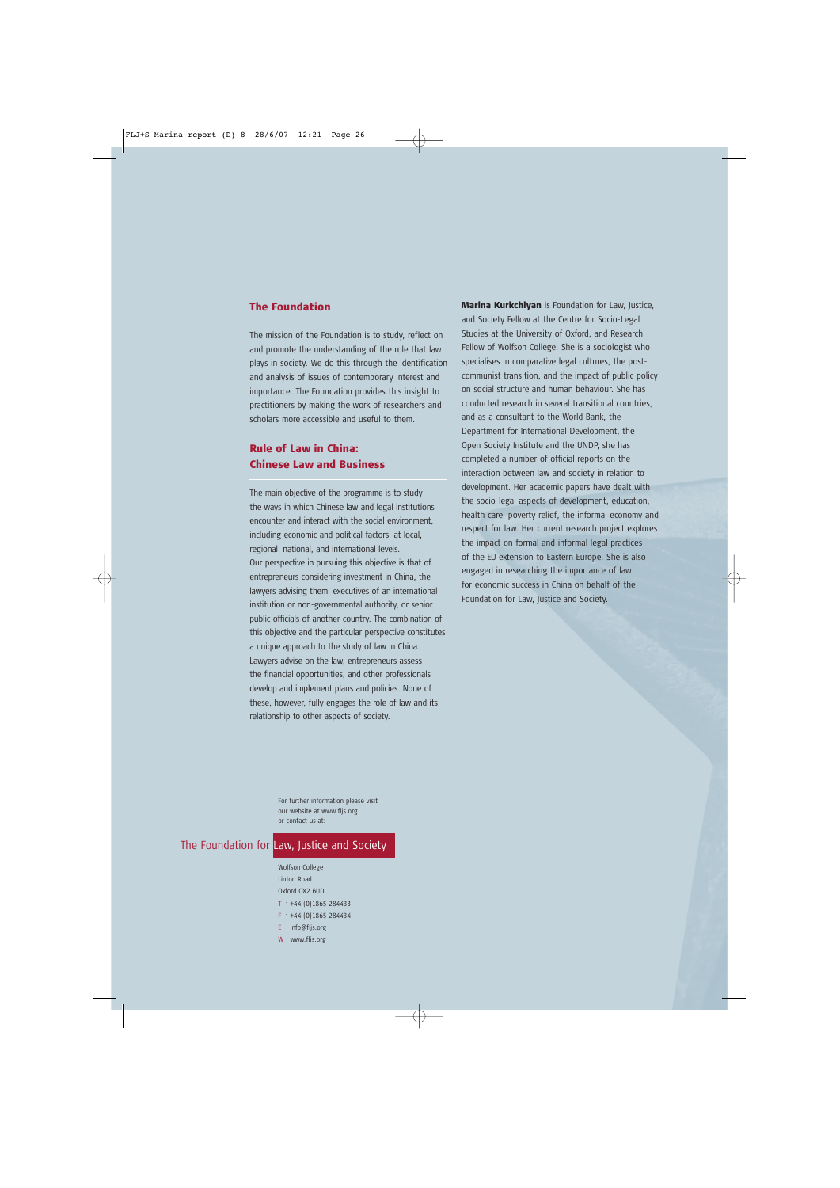## The Foundation

The mission of the Foundation is to study, reflect on and promote the understanding of the role that law plays in society. We do this through the identification and analysis of issues of contemporary interest and importance. The Foundation provides this insight to practitioners by making the work of researchers and scholars more accessible and useful to them.

## Rule of Law in China: Chinese Law and Business

The main objective of the programme is to study the ways in which Chinese law and legal institutions encounter and interact with the social environment, including economic and political factors, at local, regional, national, and international levels.
Our perspective in pursuing this objective is that of entrepreneurs considering investment in China, the lawyers advising them, executives of an international institution or non-governmental authority, or senior public officials of another country. The combination of this objective and the particular perspective constitutes a unique approach to the study of law in China. Lawyers advise on the law, entrepreneurs assess the financial opportunities, and other professionals develop and implement plans and policies. None of these, however, fully engages the role of law and its relationship to other aspects of society.

**Marina Kurkchiyan** is Foundation for Law, Justice, and Society Fellow at the Centre for Socio-Legal Studies at the University of Oxford, and Research Fellow of Wolfson College. She is a sociologist who specialises in comparative legal cultures, the post-communist transition, and the impact of public policy on social structure and human behaviour. She has conducted research in several transitional countries, and as a consultant to the World Bank, the Department for International Development, the Open Society Institute and the UNDP, she has completed a number of official reports on the interaction between law and society in relation to development. Her academic papers have dealt with the socio-legal aspects of development, education, health care, poverty relief, the informal economy and respect for law. Her current research project explores the impact on formal and informal legal practices of the EU extension to Eastern Europe. She is also engaged in researching the importance of law for economic success in China on behalf of the Foundation for Law, Justice and Society.

For further information please visit our website at www.fljs.org or contact us at:

**The Foundation for Law, Justice and Society**

Wolfson College
Linton Road
Oxford OX2 6UD
T · +44 (0)1865 284433
F · +44 (0)1865 284434
E · info@fljs.org
W · www.fljs.org